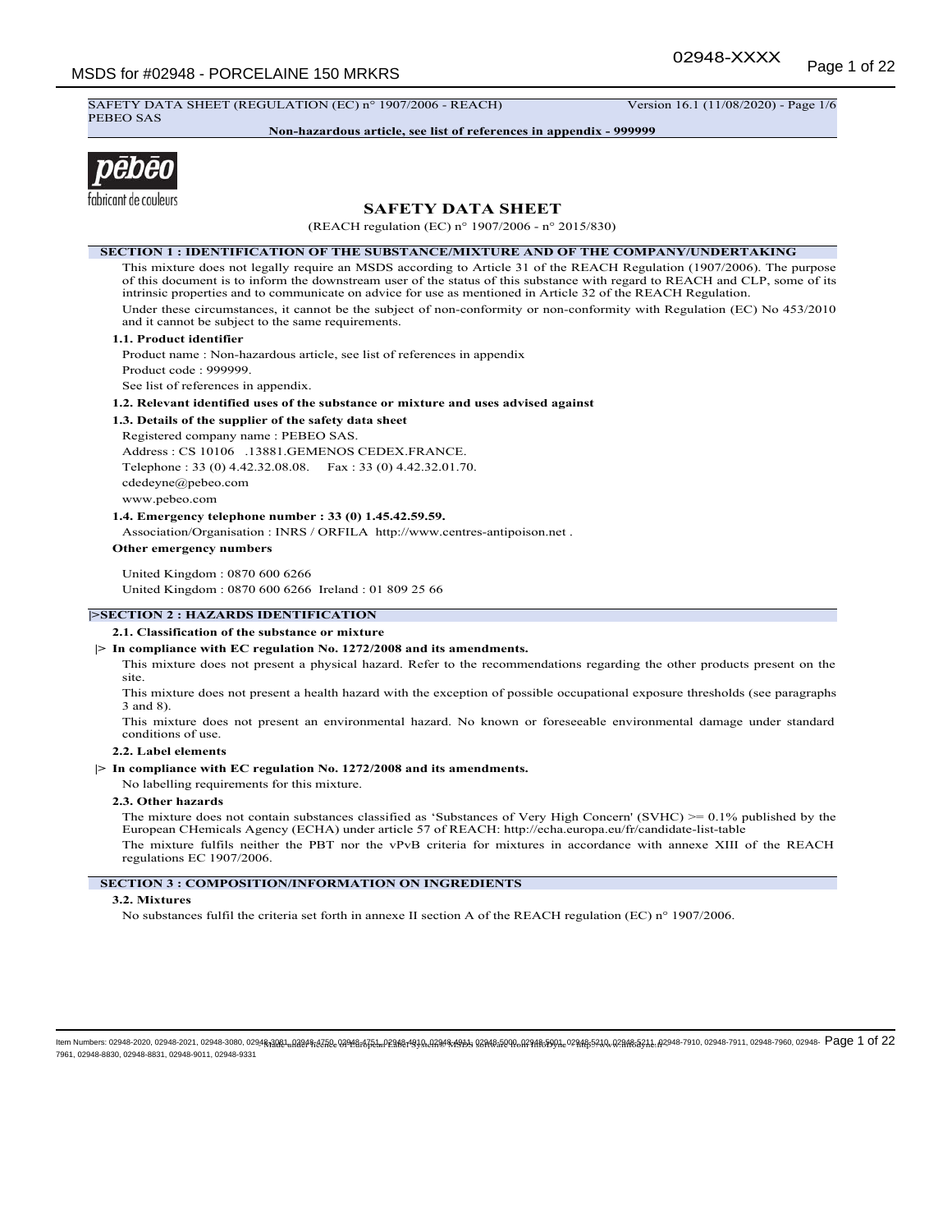SAFETY DATA SHEET (REGULATION (EC) n° 1907/2006 - REACH) Version 16.1 (11/08/2020) - Page 1/6
PEBEO SAS

**Non-hazardous article, see list of references in appendix - 999999**

pēbēo
fabricant de couleurs

# SAFETY DATA SHEET

(REACH regulation (EC) n° 1907/2006 - n° 2015/830)

## SECTION 1 : IDENTIFICATION OF THE SUBSTANCE/MIXTURE AND OF THE COMPANY/UNDERTAKING

This mixture does not legally require an MSDS according to Article 31 of the REACH Regulation (1907/2006). The purpose of this document is to inform the downstream user of the status of this substance with regard to REACH and CLP, some of its intrinsic properties and to communicate on advice for use as mentioned in Article 32 of the REACH Regulation.

Under these circumstances, it cannot be the subject of non-conformity or non-conformity with Regulation (EC) No 453/2010 and it cannot be subject to the same requirements.

### 1.1. Product identifier

Product name : Non-hazardous article, see list of references in appendix

Product code : 999999.

See list of references in appendix.

### 1.2. Relevant identified uses of the substance or mixture and uses advised against

### 1.3. Details of the supplier of the safety data sheet

Registered company name : PEBEO SAS.

Address : CS 10106 .13881.GEMENOS CEDEX.FRANCE.

Telephone : 33 (0) 4.42.32.08.08. Fax : 33 (0) 4.42.32.01.70.

cdedeyne@pebeo.com

www.pebeo.com

### 1.4. Emergency telephone number : 33 (0) 1.45.42.59.59.

Association/Organisation : INRS / ORFILA http://www.centres-antipoison.net .

**Other emergency numbers**

United Kingdom : 0870 600 6266

United Kingdom : 0870 600 6266 Ireland : 01 809 25 66

## |>SECTION 2 : HAZARDS IDENTIFICATION

### 2.1. Classification of the substance or mixture

**|> In compliance with EC regulation No. 1272/2008 and its amendments.**

This mixture does not present a physical hazard. Refer to the recommendations regarding the other products present on the site.

This mixture does not present a health hazard with the exception of possible occupational exposure thresholds (see paragraphs 3 and 8).

This mixture does not present an environmental hazard. No known or foreseeable environmental damage under standard conditions of use.

### 2.2. Label elements

**|> In compliance with EC regulation No. 1272/2008 and its amendments.**

No labelling requirements for this mixture.

### 2.3. Other hazards

The mixture does not contain substances classified as 'Substances of Very High Concern' (SVHC) >= 0.1% published by the European CHemicals Agency (ECHA) under article 57 of REACH: http://echa.europa.eu/fr/candidate-list-table

The mixture fulfils neither the PBT nor the vPvB criteria for mixtures in accordance with annexe XIII of the REACH regulations EC 1907/2006.

## SECTION 3 : COMPOSITION/INFORMATION ON INGREDIENTS

### 3.2. Mixtures

No substances fulfil the criteria set forth in annexe II section A of the REACH regulation (EC) n° 1907/2006.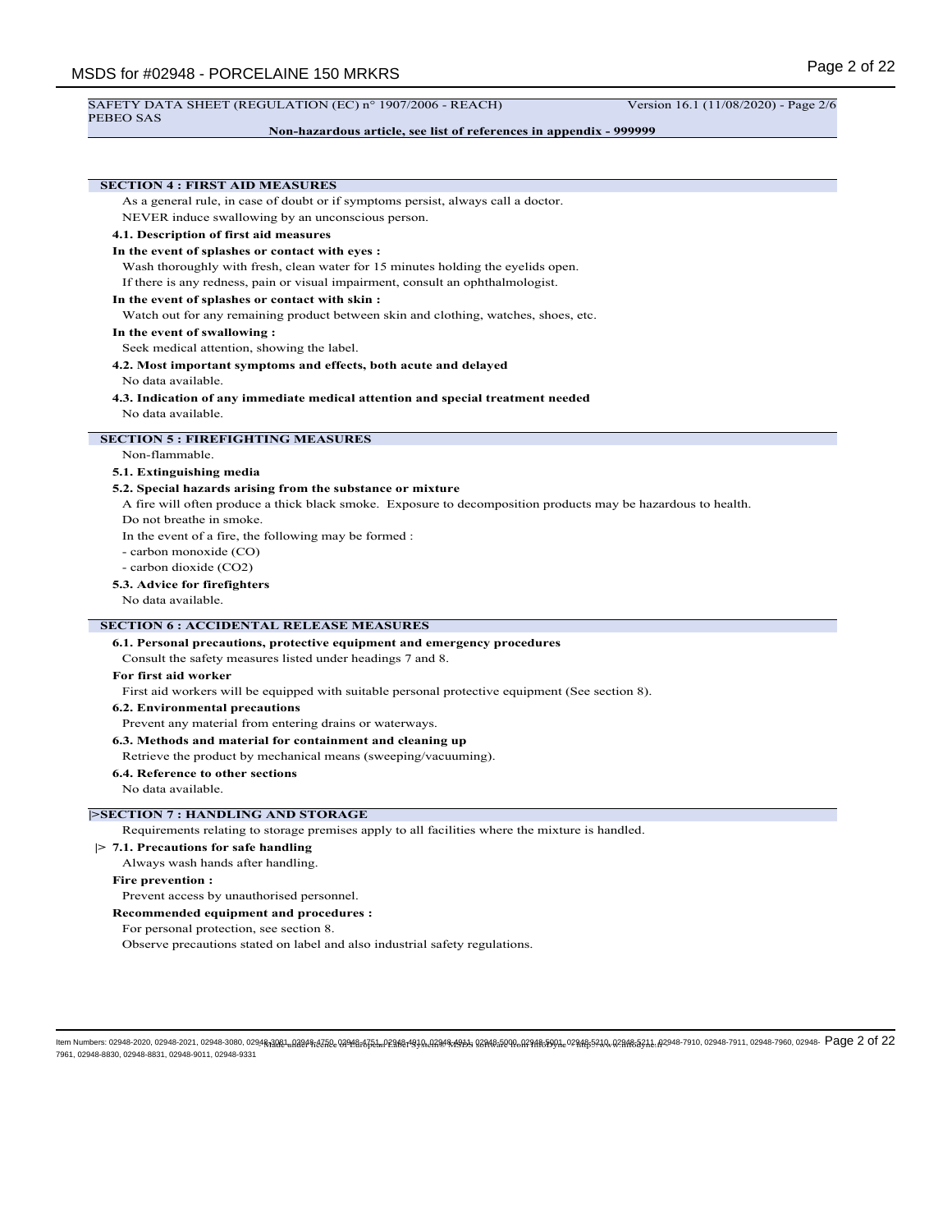SAFETY DATA SHEET (REGULATION (EC) n° 1907/2006 - REACH) Version 16.1 (11/08/2020) - Page 2/6
PEBEO SAS

**Non-hazardous article, see list of references in appendix - 999999**

## SECTION 4 : FIRST AID MEASURES

As a general rule, in case of doubt or if symptoms persist, always call a doctor.

NEVER induce swallowing by an unconscious person.

### 4.1. Description of first aid measures

**In the event of splashes or contact with eyes :**

Wash thoroughly with fresh, clean water for 15 minutes holding the eyelids open.

If there is any redness, pain or visual impairment, consult an ophthalmologist.

**In the event of splashes or contact with skin :**

Watch out for any remaining product between skin and clothing, watches, shoes, etc.

**In the event of swallowing :**

Seek medical attention, showing the label.

### 4.2. Most important symptoms and effects, both acute and delayed

No data available.

### 4.3. Indication of any immediate medical attention and special treatment needed

No data available.

## SECTION 5 : FIREFIGHTING MEASURES

Non-flammable.

### 5.1. Extinguishing media

### 5.2. Special hazards arising from the substance or mixture

A fire will often produce a thick black smoke. Exposure to decomposition products may be hazardous to health.

Do not breathe in smoke.

In the event of a fire, the following may be formed :

- carbon monoxide (CO)
- carbon dioxide ($CO_2$)

### 5.3. Advice for firefighters

No data available.

## SECTION 6 : ACCIDENTAL RELEASE MEASURES

### 6.1. Personal precautions, protective equipment and emergency procedures

Consult the safety measures listed under headings 7 and 8.

**For first aid worker**

First aid workers will be equipped with suitable personal protective equipment (See section 8).

### 6.2. Environmental precautions

Prevent any material from entering drains or waterways.

### 6.3. Methods and material for containment and cleaning up

Retrieve the product by mechanical means (sweeping/vacuuming).

### 6.4. Reference to other sections

No data available.

## |>SECTION 7 : HANDLING AND STORAGE

Requirements relating to storage premises apply to all facilities where the mixture is handled.

### |> 7.1. Precautions for safe handling

Always wash hands after handling.

**Fire prevention :**

Prevent access by unauthorised personnel.

**Recommended equipment and procedures :**

For personal protection, see section 8.

Observe precautions stated on label and also industrial safety regulations.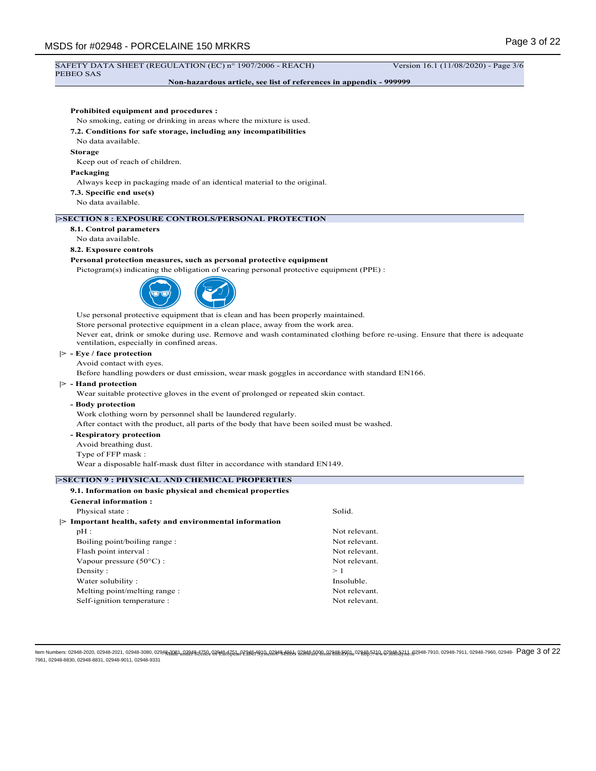**Prohibited equipment and procedures :**

No smoking, eating or drinking in areas where the mixture is used.

**7.2. Conditions for safe storage, including any incompatibilities**

No data available.

**Storage**

Keep out of reach of children.

**Packaging**

Always keep in packaging made of an identical material to the original.

**7.3. Specific end use(s)**

No data available.

## |>SECTION 8 : EXPOSURE CONTROLS/PERSONAL PROTECTION

**8.1. Control parameters**

No data available.

**8.2. Exposure controls**

**Personal protection measures, such as personal protective equipment**

Pictogram(s) indicating the obligation of wearing personal protective equipment (PPE) :

Use personal protective equipment that is clean and has been properly maintained.

Store personal protective equipment in a clean place, away from the work area.

Never eat, drink or smoke during use. Remove and wash contaminated clothing before re-using. Ensure that there is adequate ventilation, especially in confined areas.

|> **- Eye / face protection**

Avoid contact with eyes.

Before handling powders or dust emission, wear mask goggles in accordance with standard EN166.

|> **- Hand protection**

Wear suitable protective gloves in the event of prolonged or repeated skin contact.

**- Body protection**

Work clothing worn by personnel shall be laundered regularly.

After contact with the product, all parts of the body that have been soiled must be washed.

**- Respiratory protection**

Avoid breathing dust.

Type of FFP mask :

Wear a disposable half-mask dust filter in accordance with standard EN149.

## |>SECTION 9 : PHYSICAL AND CHEMICAL PROPERTIES

**9.1. Information on basic physical and chemical properties**

**General information :**

| | |
|---|---|
| Physical state : | Solid. |

|> **Important health, safety and environmental information**

| | |
|---|---|
| pH : | Not relevant. |
| Boiling point/boiling range : | Not relevant. |
| Flash point interval : | Not relevant. |
| Vapour pressure (50°C) : | Not relevant. |
| Density : | > 1 |
| Water solubility : | Insoluble. |
| Melting point/melting range : | Not relevant. |
| Self-ignition temperature : | Not relevant. |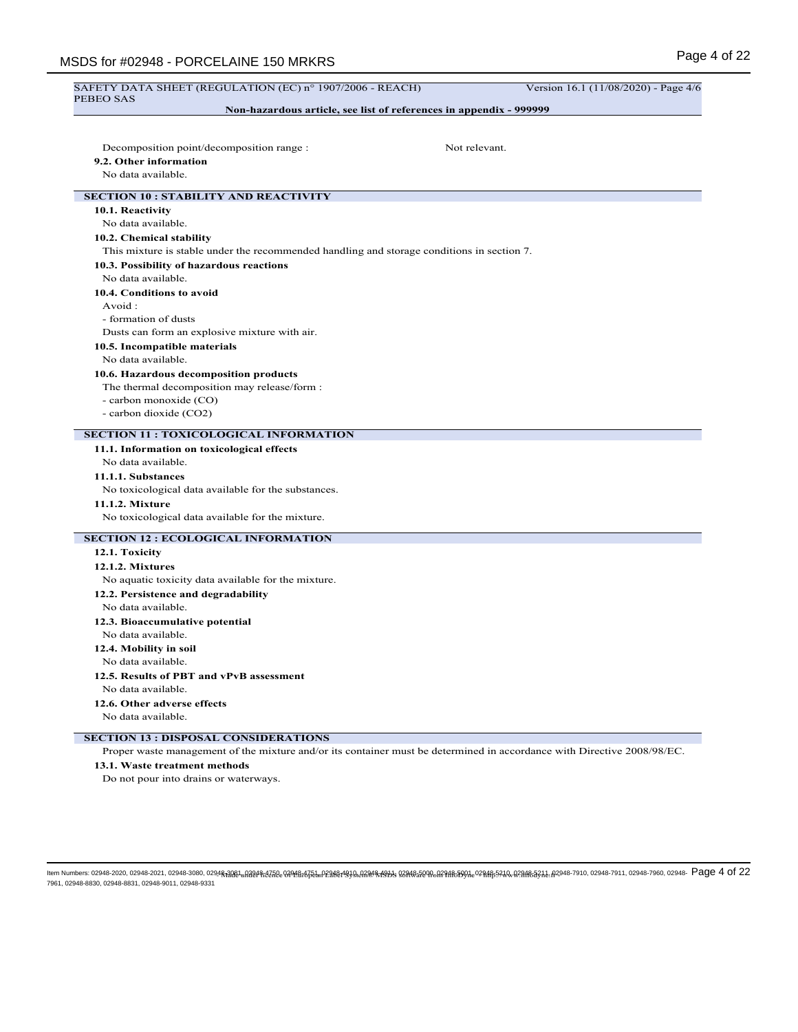Decomposition point/decomposition range : Not relevant.

**9.2. Other information**

No data available.

## SECTION 10 : STABILITY AND REACTIVITY

**10.1. Reactivity**

No data available.

**10.2. Chemical stability**

This mixture is stable under the recommended handling and storage conditions in section 7.

**10.3. Possibility of hazardous reactions**

No data available.

**10.4. Conditions to avoid**

Avoid :

- formation of dusts

Dusts can form an explosive mixture with air.

**10.5. Incompatible materials**

No data available.

**10.6. Hazardous decomposition products**

The thermal decomposition may release/form :

- carbon monoxide (CO)
- carbon dioxide ($CO_2$)

## SECTION 11 : TOXICOLOGICAL INFORMATION

**11.1. Information on toxicological effects**

No data available.

**11.1.1. Substances**

No toxicological data available for the substances.

**11.1.2. Mixture**

No toxicological data available for the mixture.

## SECTION 12 : ECOLOGICAL INFORMATION

**12.1. Toxicity**

**12.1.2. Mixtures**

No aquatic toxicity data available for the mixture.

**12.2. Persistence and degradability**

No data available.

**12.3. Bioaccumulative potential**

No data available.

**12.4. Mobility in soil**

No data available.

**12.5. Results of PBT and vPvB assessment**

No data available.

**12.6. Other adverse effects**

No data available.

## SECTION 13 : DISPOSAL CONSIDERATIONS

Proper waste management of the mixture and/or its container must be determined in accordance with Directive 2008/98/EC.

**13.1. Waste treatment methods**

Do not pour into drains or waterways.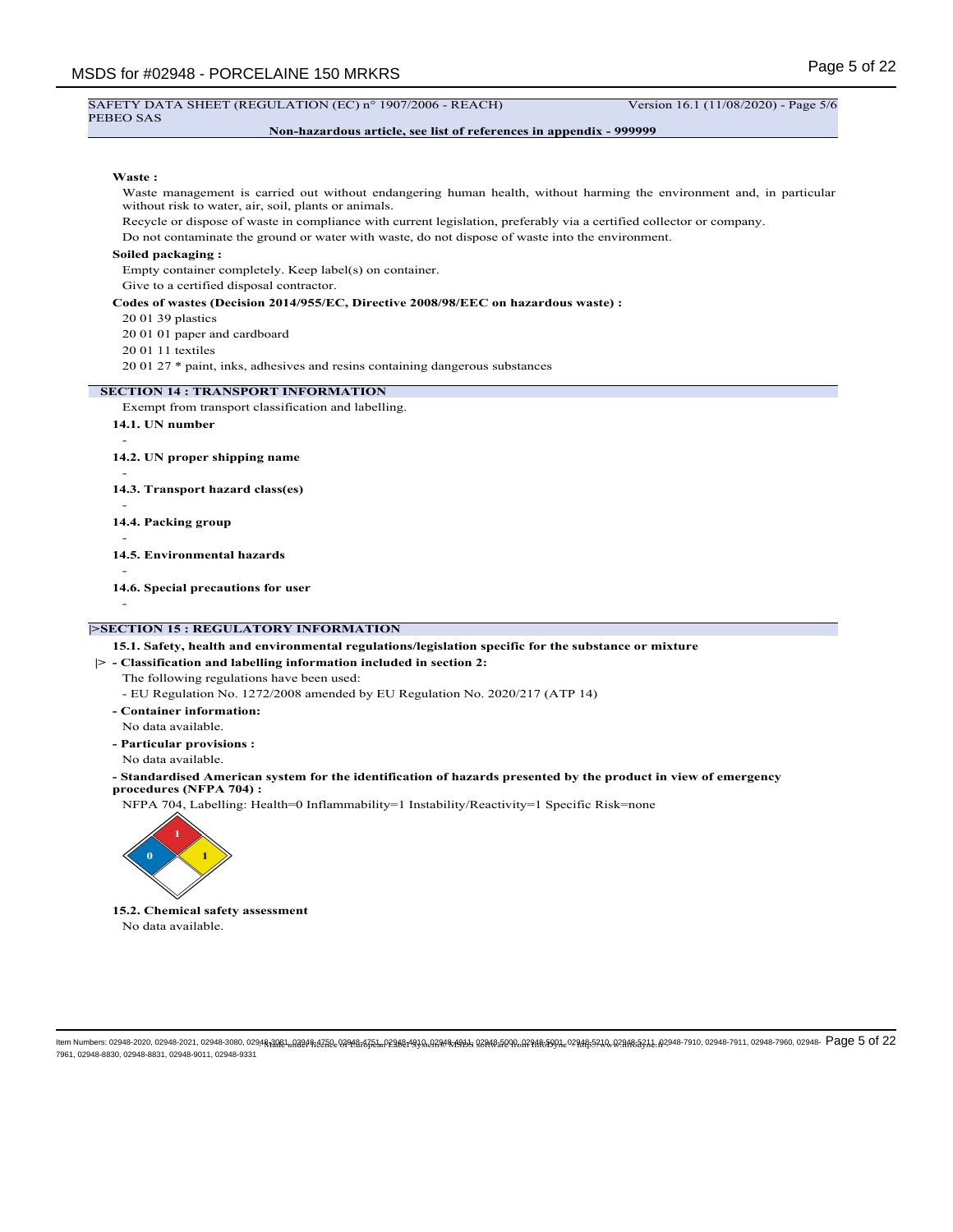**Waste :**

Waste management is carried out without endangering human health, without harming the environment and, in particular without risk to water, air, soil, plants or animals.

Recycle or dispose of waste in compliance with current legislation, preferably via a certified collector or company.

Do not contaminate the ground or water with waste, do not dispose of waste into the environment.

**Soiled packaging :**

Empty container completely. Keep label(s) on container.

Give to a certified disposal contractor.

**Codes of wastes (Decision 2014/955/EC, Directive 2008/98/EEC on hazardous waste) :**

20 01 39 plastics

20 01 01 paper and cardboard

20 01 11 textiles

20 01 27 * paint, inks, adhesives and resins containing dangerous substances

## SECTION 14 : TRANSPORT INFORMATION

Exempt from transport classification and labelling.

**14.1. UN number**

-

**14.2. UN proper shipping name**

-

**14.3. Transport hazard class(es)**

-

**14.4. Packing group**

-

**14.5. Environmental hazards**

-

**14.6. Special precautions for user**

-

## |>SECTION 15 : REGULATORY INFORMATION

**15.1. Safety, health and environmental regulations/legislation specific for the substance or mixture**

|> **- Classification and labelling information included in section 2:**

The following regulations have been used:

- EU Regulation No. 1272/2008 amended by EU Regulation No. 2020/217 (ATP 14)

**- Container information:**

No data available.

**- Particular provisions :**

No data available.

**- Standardised American system for the identification of hazards presented by the product in view of emergency procedures (NFPA 704) :**

NFPA 704, Labelling: Health=0 Inflammability=1 Instability/Reactivity=1 Specific Risk=none

**15.2. Chemical safety assessment**

No data available.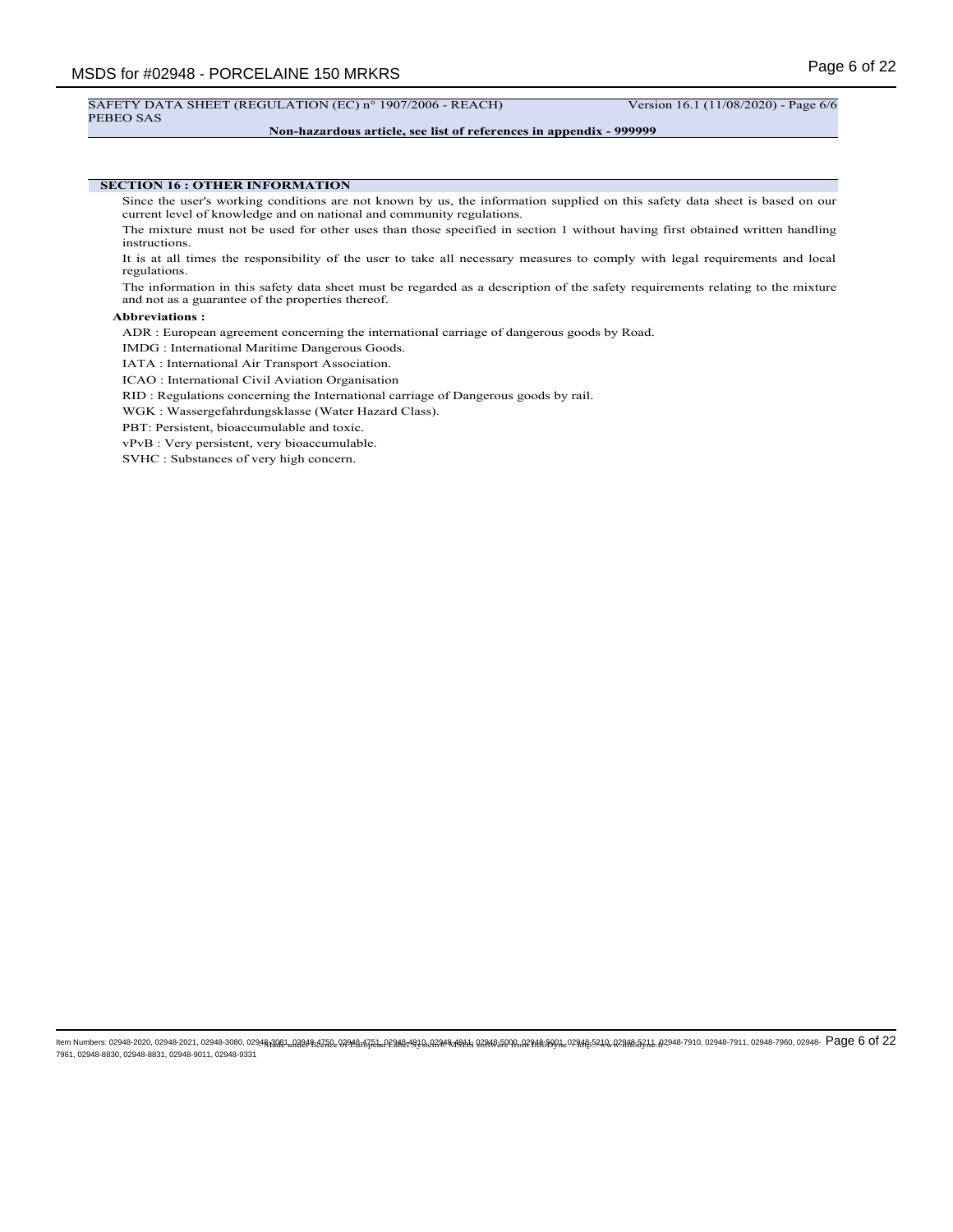## SECTION 16 : OTHER INFORMATION

Since the user's working conditions are not known by us, the information supplied on this safety data sheet is based on our current level of knowledge and on national and community regulations.

The mixture must not be used for other uses than those specified in section 1 without having first obtained written handling instructions.

It is at all times the responsibility of the user to take all necessary measures to comply with legal requirements and local regulations.

The information in this safety data sheet must be regarded as a description of the safety requirements relating to the mixture and not as a guarantee of the properties thereof.

**Abbreviations :**

ADR : European agreement concerning the international carriage of dangerous goods by Road.

IMDG : International Maritime Dangerous Goods.

IATA : International Air Transport Association.

ICAO : International Civil Aviation Organisation

RID : Regulations concerning the International carriage of Dangerous goods by rail.

WGK : Wassergefahrdungsklasse (Water Hazard Class).

PBT: Persistent, bioaccumulable and toxic.

vPvB : Very persistent, very bioaccumulable.

SVHC : Substances of very high concern.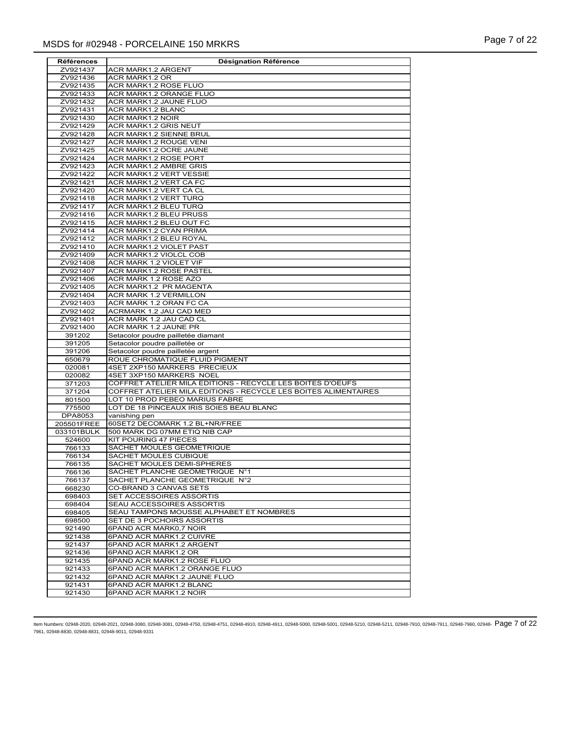| Références | Désignation Référence |
|---|---|
| ZV921437 | ACR MARK1.2 ARGENT |
| ZV921436 | ACR MARK1.2 OR |
| ZV921435 | ACR MARK1.2 ROSE FLUO |
| ZV921433 | ACR MARK1.2 ORANGE FLUO |
| ZV921432 | ACR MARK1.2 JAUNE FLUO |
| ZV921431 | ACR MARK1.2 BLANC |
| ZV921430 | ACR MARK1.2 NOIR |
| ZV921429 | ACR MARK1.2 GRIS NEUT |
| ZV921428 | ACR MARK1.2 SIENNE BRUL |
| ZV921427 | ACR MARK1.2 ROUGE VENI |
| ZV921425 | ACR MARK1.2 OCRE JAUNE |
| ZV921424 | ACR MARK1.2 ROSE PORT |
| ZV921423 | ACR MARK1.2 AMBRE GRIS |
| ZV921422 | ACR MARK1.2 VERT VESSIE |
| ZV921421 | ACR MARK1.2 VERT CA FC |
| ZV921420 | ACR MARK1.2 VERT CA CL |
| ZV921418 | ACR MARK1.2 VERT TURQ |
| ZV921417 | ACR MARK1.2 BLEU TURQ |
| ZV921416 | ACR MARK1.2 BLEU PRUSS |
| ZV921415 | ACR MARK1.2 BLEU OUT FC |
| ZV921414 | ACR MARK1.2 CYAN PRIMA |
| ZV921412 | ACR MARK1.2 BLEU ROYAL |
| ZV921410 | ACR MARK1.2 VIOLET PAST |
| ZV921409 | ACR MARK1.2 VIOLCL COB |
| ZV921408 | ACR MARK 1.2 VIOLET VIF |
| ZV921407 | ACR MARK1.2 ROSE PASTEL |
| ZV921406 | ACR MARK 1.2 ROSE AZO |
| ZV921405 | ACR MARK1.2 PR MAGENTA |
| ZV921404 | ACR MARK 1.2 VERMILLON |
| ZV921403 | ACR MARK 1.2 ORAN FC CA |
| ZV921402 | ACRMARK 1.2 JAU CAD MED |
| ZV921401 | ACR MARK 1.2 JAU CAD CL |
| ZV921400 | ACR MARK 1.2 JAUNE PR |
| 391202 | Setacolor poudre pailletée diamant |
| 391205 | Setacolor poudre pailletée or |
| 391206 | Setacolor poudre pailletée argent |
| 650679 | ROUE CHROMATIQUE FLUID PIGMENT |
| 020081 | 4SET 2XP150 MARKERS PRECIEUX |
| 020082 | 4SET 3XP150 MARKERS NOEL |
| 371203 | COFFRET ATELIER MILA EDITIONS - RECYCLE LES BOITES D'OEUFS |
| 371204 | COFFRET ATELIER MILA EDITIONS - RECYCLE LES BOITES ALIMENTAIRES |
| 801500 | LOT 10 PROD PEBEO MARIUS FABRE |
| 775500 | LOT DE 18 PINCEAUX IRIS SOIES BEAU BLANC |
| DPA8053 | vanishing pen |
| 205501FREE | 60SET2 DECOMARK 1.2 BL+NR/FREE |
| 033101BULK | 500 MARK DG 07MM ETIQ NIB CAP |
| 524600 | KIT POURING 47 PIECES |
| 766133 | SACHET MOULES GEOMETRIQUE |
| 766134 | SACHET MOULES CUBIQUE |
| 766135 | SACHET MOULES DEMI-SPHERES |
| 766136 | SACHET PLANCHE GEOMETRIQUE N°1 |
| 766137 | SACHET PLANCHE GEOMETRIQUE N°2 |
| 668230 | CO-BRAND 3 CANVAS SETS |
| 698403 | SET ACCESSOIRES ASSORTIS |
| 698404 | SEAU ACCESSOIRES ASSORTIS |
| 698405 | SEAU TAMPONS MOUSSE ALPHABET ET NOMBRES |
| 698500 | SET DE 3 POCHOIRS ASSORTIS |
| 921490 | 6PAND ACR MARK0,7 NOIR |
| 921438 | 6PAND ACR MARK1.2 CUIVRE |
| 921437 | 6PAND ACR MARK1.2 ARGENT |
| 921436 | 6PAND ACR MARK1.2 OR |
| 921435 | 6PAND ACR MARK1.2 ROSE FLUO |
| 921433 | 6PAND ACR MARK1.2 ORANGE FLUO |
| 921432 | 6PAND ACR MARK1.2 JAUNE FLUO |
| 921431 | 6PAND ACR MARK1.2 BLANC |
| 921430 | 6PAND ACR MARK1.2 NOIR |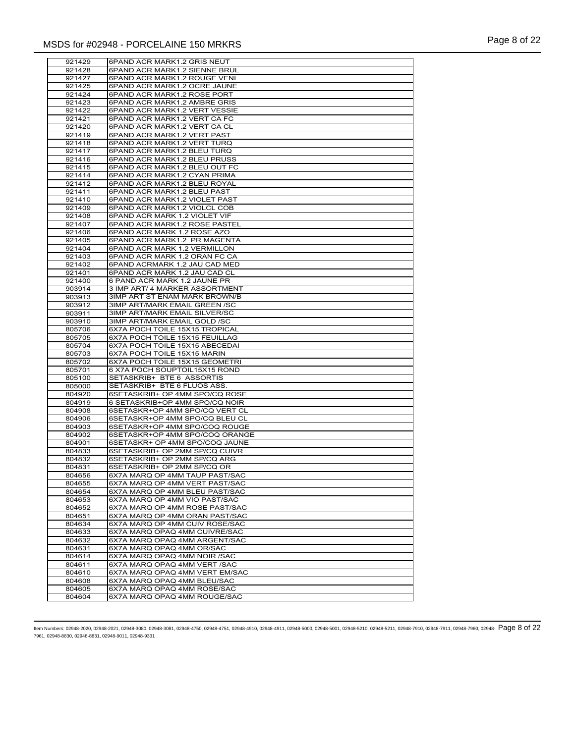| 921429 | 6PAND ACR MARK1.2 GRIS NEUT |
|---|---|
| 921428 | 6PAND ACR MARK1.2 SIENNE BRUL |
| 921427 | 6PAND ACR MARK1.2 ROUGE VENI |
| 921425 | 6PAND ACR MARK1.2 OCRE JAUNE |
| 921424 | 6PAND ACR MARK1.2 ROSE PORT |
| 921423 | 6PAND ACR MARK1.2 AMBRE GRIS |
| 921422 | 6PAND ACR MARK1.2 VERT VESSIE |
| 921421 | 6PAND ACR MARK1.2 VERT CA FC |
| 921420 | 6PAND ACR MARK1.2 VERT CA CL |
| 921419 | 6PAND ACR MARK1.2 VERT PAST |
| 921418 | 6PAND ACR MARK1.2 VERT TURQ |
| 921417 | 6PAND ACR MARK1.2 BLEU TURQ |
| 921416 | 6PAND ACR MARK1.2 BLEU PRUSS |
| 921415 | 6PAND ACR MARK1.2 BLEU OUT FC |
| 921414 | 6PAND ACR MARK1.2 CYAN PRIMA |
| 921412 | 6PAND ACR MARK1.2 BLEU ROYAL |
| 921411 | 6PAND ACR MARK1.2 BLEU PAST |
| 921410 | 6PAND ACR MARK1.2 VIOLET PAST |
| 921409 | 6PAND ACR MARK1.2 VIOLCL COB |
| 921408 | 6PAND ACR MARK 1.2 VIOLET VIF |
| 921407 | 6PAND ACR MARK1.2 ROSE PASTEL |
| 921406 | 6PAND ACR MARK 1.2 ROSE AZO |
| 921405 | 6PAND ACR MARK1.2 PR MAGENTA |
| 921404 | 6PAND ACR MARK 1.2 VERMILLON |
| 921403 | 6PAND ACR MARK 1.2 ORAN FC CA |
| 921402 | 6PAND ACRMARK 1.2 JAU CAD MED |
| 921401 | 6PAND ACR MARK 1.2 JAU CAD CL |
| 921400 | 6 PAND ACR MARK 1.2 JAUNE PR |
| 903914 | 3 IMP ART/ 4 MARKER ASSORTMENT |
| 903913 | 3IMP ART ST ENAM MARK BROWN/B |
| 903912 | 3IMP ART/MARK EMAIL GREEN /SC |
| 903911 | 3IMP ART/MARK EMAIL SILVER/SC |
| 903910 | 3IMP ART/MARK EMAIL GOLD /SC |
| 805706 | 6X7A POCH TOILE 15X15 TROPICAL |
| 805705 | 6X7A POCH TOILE 15X15 FEUILLAG |
| 805704 | 6X7A POCH TOILE 15X15 ABECEDAI |
| 805703 | 6X7A POCH TOILE 15X15 MARIN |
| 805702 | 6X7A POCH TOILE 15X15 GEOMETRI |
| 805701 | 6 X7A POCH SOUPTOIL15X15 ROND |
| 805100 | SETASKRIB+ BTE 6 ASSORTIS |
| 805000 | SETASKRIB+ BTE 6 FLUOS ASS. |
| 804920 | 6SETASKRIB+ OP 4MM SPO/CQ ROSE |
| 804919 | 6 SETASKRIB+OP 4MM SPO/CQ NOIR |
| 804908 | 6SETASKR+OP 4MM SPO/CQ VERT CL |
| 804906 | 6SETASKR+OP 4MM SPO/CQ BLEU CL |
| 804903 | 6SETASKR+OP 4MM SPO/COQ ROUGE |
| 804902 | 6SETASKR+OP 4MM SPO/COQ ORANGE |
| 804901 | 6SETASKR+ OP 4MM SPO/COQ JAUNE |
| 804833 | 6SETASKRIB+ OP 2MM SP/CQ CUIVR |
| 804832 | 6SETASKRIB+ OP 2MM SP/CQ ARG |
| 804831 | 6SETASKRIB+ OP 2MM SP/CQ OR |
| 804656 | 6X7A MARQ OP 4MM TAUP PAST/SAC |
| 804655 | 6X7A MARQ OP 4MM VERT PAST/SAC |
| 804654 | 6X7A MARQ OP 4MM BLEU PAST/SAC |
| 804653 | 6X7A MARQ OP 4MM VIO PAST/SAC |
| 804652 | 6X7A MARQ OP 4MM ROSE PAST/SAC |
| 804651 | 6X7A MARQ OP 4MM ORAN PAST/SAC |
| 804634 | 6X7A MARQ OP 4MM CUIV ROSE/SAC |
| 804633 | 6X7A MARQ OPAQ 4MM CUIVRE/SAC |
| 804632 | 6X7A MARQ OPAQ 4MM ARGENT/SAC |
| 804631 | 6X7A MARQ OPAQ 4MM OR/SAC |
| 804614 | 6X7A MARQ OPAQ 4MM NOIR /SAC |
| 804611 | 6X7A MARQ OPAQ 4MM VERT /SAC |
| 804610 | 6X7A MARQ OPAQ 4MM VERT EM/SAC |
| 804608 | 6X7A MARQ OPAQ 4MM BLEU/SAC |
| 804605 | 6X7A MARQ OPAQ 4MM ROSE/SAC |
| 804604 | 6X7A MARQ OPAQ 4MM ROUGE/SAC |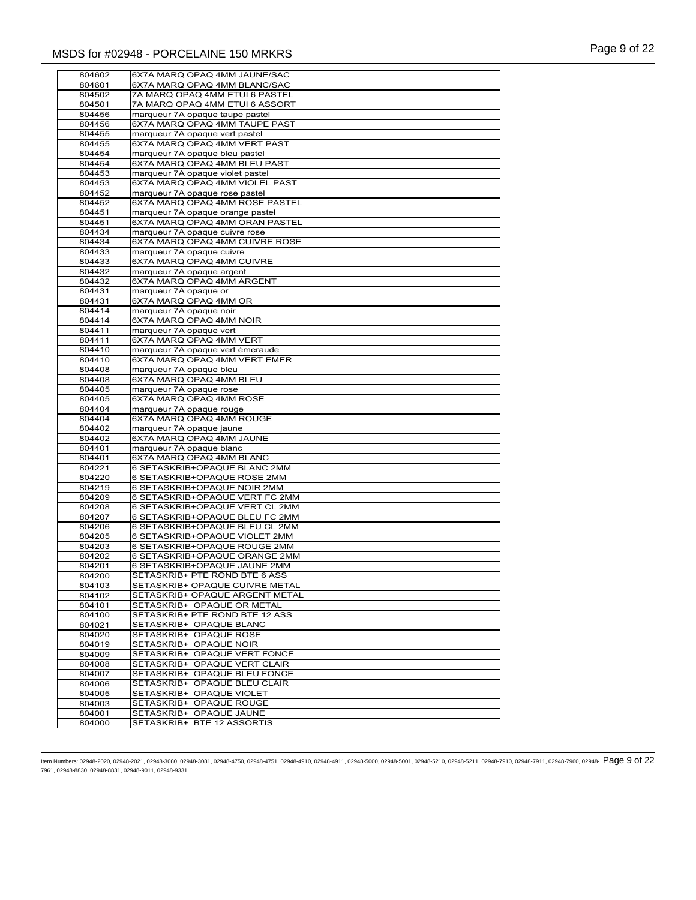| | |
|---|---|
| 804602 | 6X7A MARQ OPAQ 4MM JAUNE/SAC |
| 804601 | 6X7A MARQ OPAQ 4MM BLANC/SAC |
| 804502 | 7A MARQ OPAQ 4MM ETUI 6 PASTEL |
| 804501 | 7A MARQ OPAQ 4MM ETUI 6 ASSORT |
| 804456 | marqueur 7A opaque taupe pastel |
| 804456 | 6X7A MARQ OPAQ 4MM TAUPE PAST |
| 804455 | marqueur 7A opaque vert pastel |
| 804455 | 6X7A MARQ OPAQ 4MM VERT PAST |
| 804454 | marqueur 7A opaque bleu pastel |
| 804454 | 6X7A MARQ OPAQ 4MM BLEU PAST |
| 804453 | marqueur 7A opaque violet pastel |
| 804453 | 6X7A MARQ OPAQ 4MM VIOLEL PAST |
| 804452 | marqueur 7A opaque rose pastel |
| 804452 | 6X7A MARQ OPAQ 4MM ROSE PASTEL |
| 804451 | marqueur 7A opaque orange pastel |
| 804451 | 6X7A MARQ OPAQ 4MM ORAN PASTEL |
| 804434 | marqueur 7A opaque cuivre rose |
| 804434 | 6X7A MARQ OPAQ 4MM CUIVRE ROSE |
| 804433 | marqueur 7A opaque cuivre |
| 804433 | 6X7A MARQ OPAQ 4MM CUIVRE |
| 804432 | marqueur 7A opaque argent |
| 804432 | 6X7A MARQ OPAQ 4MM ARGENT |
| 804431 | marqueur 7A opaque or |
| 804431 | 6X7A MARQ OPAQ 4MM OR |
| 804414 | marqueur 7A opaque noir |
| 804414 | 6X7A MARQ OPAQ 4MM NOIR |
| 804411 | marqueur 7A opaque vert |
| 804411 | 6X7A MARQ OPAQ 4MM VERT |
| 804410 | marqueur 7A opaque vert émeraude |
| 804410 | 6X7A MARQ OPAQ 4MM VERT EMER |
| 804408 | marqueur 7A opaque bleu |
| 804408 | 6X7A MARQ OPAQ 4MM BLEU |
| 804405 | marqueur 7A opaque rose |
| 804405 | 6X7A MARQ OPAQ 4MM ROSE |
| 804404 | marqueur 7A opaque rouge |
| 804404 | 6X7A MARQ OPAQ 4MM ROUGE |
| 804402 | marqueur 7A opaque jaune |
| 804402 | 6X7A MARQ OPAQ 4MM JAUNE |
| 804401 | marqueur 7A opaque blanc |
| 804401 | 6X7A MARQ OPAQ 4MM BLANC |
| 804221 | 6 SETASKRIB+OPAQUE BLANC 2MM |
| 804220 | 6 SETASKRIB+OPAQUE ROSE 2MM |
| 804219 | 6 SETASKRIB+OPAQUE NOIR 2MM |
| 804209 | 6 SETASKRIB+OPAQUE VERT FC 2MM |
| 804208 | 6 SETASKRIB+OPAQUE VERT CL 2MM |
| 804207 | 6 SETASKRIB+OPAQUE BLEU FC 2MM |
| 804206 | 6 SETASKRIB+OPAQUE BLEU CL 2MM |
| 804205 | 6 SETASKRIB+OPAQUE VIOLET 2MM |
| 804203 | 6 SETASKRIB+OPAQUE ROUGE 2MM |
| 804202 | 6 SETASKRIB+OPAQUE ORANGE 2MM |
| 804201 | 6 SETASKRIB+OPAQUE JAUNE 2MM |
| 804200 | SETASKRIB+ PTE ROND BTE 6 ASS |
| 804103 | SETASKRIB+ OPAQUE CUIVRE METAL |
| 804102 | SETASKRIB+ OPAQUE ARGENT METAL |
| 804101 | SETASKRIB+ OPAQUE OR METAL |
| 804100 | SETASKRIB+ PTE ROND BTE 12 ASS |
| 804021 | SETASKRIB+ OPAQUE BLANC |
| 804020 | SETASKRIB+ OPAQUE ROSE |
| 804019 | SETASKRIB+ OPAQUE NOIR |
| 804009 | SETASKRIB+ OPAQUE VERT FONCE |
| 804008 | SETASKRIB+ OPAQUE VERT CLAIR |
| 804007 | SETASKRIB+ OPAQUE BLEU FONCE |
| 804006 | SETASKRIB+ OPAQUE BLEU CLAIR |
| 804005 | SETASKRIB+ OPAQUE VIOLET |
| 804003 | SETASKRIB+ OPAQUE ROUGE |
| 804001 | SETASKRIB+ OPAQUE JAUNE |
| 804000 | SETASKRIB+ BTE 12 ASSORTIS |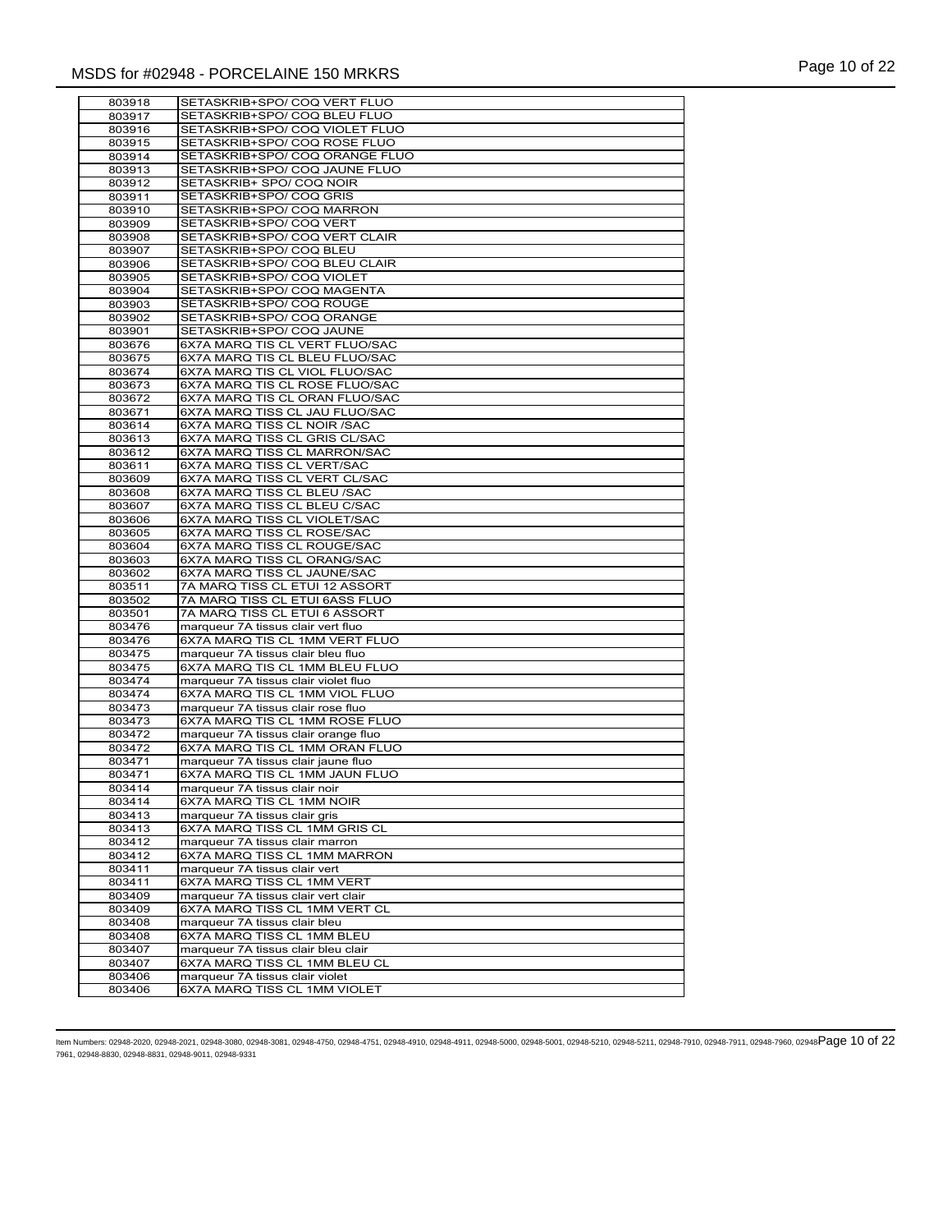| | |
|---|---|
| 803918 | SETASKRIB+SPO/ COQ VERT FLUO |
| 803917 | SETASKRIB+SPO/ COQ BLEU FLUO |
| 803916 | SETASKRIB+SPO/ COQ VIOLET FLUO |
| 803915 | SETASKRIB+SPO/ COQ ROSE FLUO |
| 803914 | SETASKRIB+SPO/ COQ ORANGE FLUO |
| 803913 | SETASKRIB+SPO/ COQ JAUNE FLUO |
| 803912 | SETASKRIB+ SPO/ COQ NOIR |
| 803911 | SETASKRIB+SPO/ COQ GRIS |
| 803910 | SETASKRIB+SPO/ COQ MARRON |
| 803909 | SETASKRIB+SPO/ COQ VERT |
| 803908 | SETASKRIB+SPO/ COQ VERT CLAIR |
| 803907 | SETASKRIB+SPO/ COQ BLEU |
| 803906 | SETASKRIB+SPO/ COQ BLEU CLAIR |
| 803905 | SETASKRIB+SPO/ COQ VIOLET |
| 803904 | SETASKRIB+SPO/ COQ MAGENTA |
| 803903 | SETASKRIB+SPO/ COQ ROUGE |
| 803902 | SETASKRIB+SPO/ COQ ORANGE |
| 803901 | SETASKRIB+SPO/ COQ JAUNE |
| 803676 | 6X7A MARQ TIS CL VERT FLUO/SAC |
| 803675 | 6X7A MARQ TIS CL BLEU FLUO/SAC |
| 803674 | 6X7A MARQ TIS CL VIOL FLUO/SAC |
| 803673 | 6X7A MARQ TIS CL ROSE FLUO/SAC |
| 803672 | 6X7A MARQ TIS CL ORAN FLUO/SAC |
| 803671 | 6X7A MARQ TISS CL JAU FLUO/SAC |
| 803614 | 6X7A MARQ TISS CL NOIR /SAC |
| 803613 | 6X7A MARQ TISS CL GRIS CL/SAC |
| 803612 | 6X7A MARQ TISS CL MARRON/SAC |
| 803611 | 6X7A MARQ TISS CL VERT/SAC |
| 803609 | 6X7A MARQ TISS CL VERT CL/SAC |
| 803608 | 6X7A MARQ TISS CL BLEU /SAC |
| 803607 | 6X7A MARQ TISS CL BLEU C/SAC |
| 803606 | 6X7A MARQ TISS CL VIOLET/SAC |
| 803605 | 6X7A MARQ TISS CL ROSE/SAC |
| 803604 | 6X7A MARQ TISS CL ROUGE/SAC |
| 803603 | 6X7A MARQ TISS CL ORANG/SAC |
| 803602 | 6X7A MARQ TISS CL JAUNE/SAC |
| 803511 | 7A MARQ TISS CL ETUI 12 ASSORT |
| 803502 | 7A MARQ TISS CL ETUI 6ASS FLUO |
| 803501 | 7A MARQ TISS CL ETUI 6 ASSORT |
| 803476 | marqueur 7A tissus clair vert fluo |
| 803476 | 6X7A MARQ TIS CL 1MM VERT FLUO |
| 803475 | marqueur 7A tissus clair bleu fluo |
| 803475 | 6X7A MARQ TIS CL 1MM BLEU FLUO |
| 803474 | marqueur 7A tissus clair violet fluo |
| 803474 | 6X7A MARQ TIS CL 1MM VIOL FLUO |
| 803473 | marqueur 7A tissus clair rose fluo |
| 803473 | 6X7A MARQ TIS CL 1MM ROSE FLUO |
| 803472 | marqueur 7A tissus clair orange fluo |
| 803472 | 6X7A MARQ TIS CL 1MM ORAN FLUO |
| 803471 | marqueur 7A tissus clair jaune fluo |
| 803471 | 6X7A MARQ TIS CL 1MM JAUN FLUO |
| 803414 | marqueur 7A tissus clair noir |
| 803414 | 6X7A MARQ TIS CL 1MM NOIR |
| 803413 | marqueur 7A tissus clair gris |
| 803413 | 6X7A MARQ TISS CL 1MM GRIS CL |
| 803412 | marqueur 7A tissus clair marron |
| 803412 | 6X7A MARQ TISS CL 1MM MARRON |
| 803411 | marqueur 7A tissus clair vert |
| 803411 | 6X7A MARQ TISS CL 1MM VERT |
| 803409 | marqueur 7A tissus clair vert clair |
| 803409 | 6X7A MARQ TISS CL 1MM VERT CL |
| 803408 | marqueur 7A tissus clair bleu |
| 803408 | 6X7A MARQ TISS CL 1MM BLEU |
| 803407 | marqueur 7A tissus clair bleu clair |
| 803407 | 6X7A MARQ TISS CL 1MM BLEU CL |
| 803406 | marqueur 7A tissus clair violet |
| 803406 | 6X7A MARQ TISS CL 1MM VIOLET |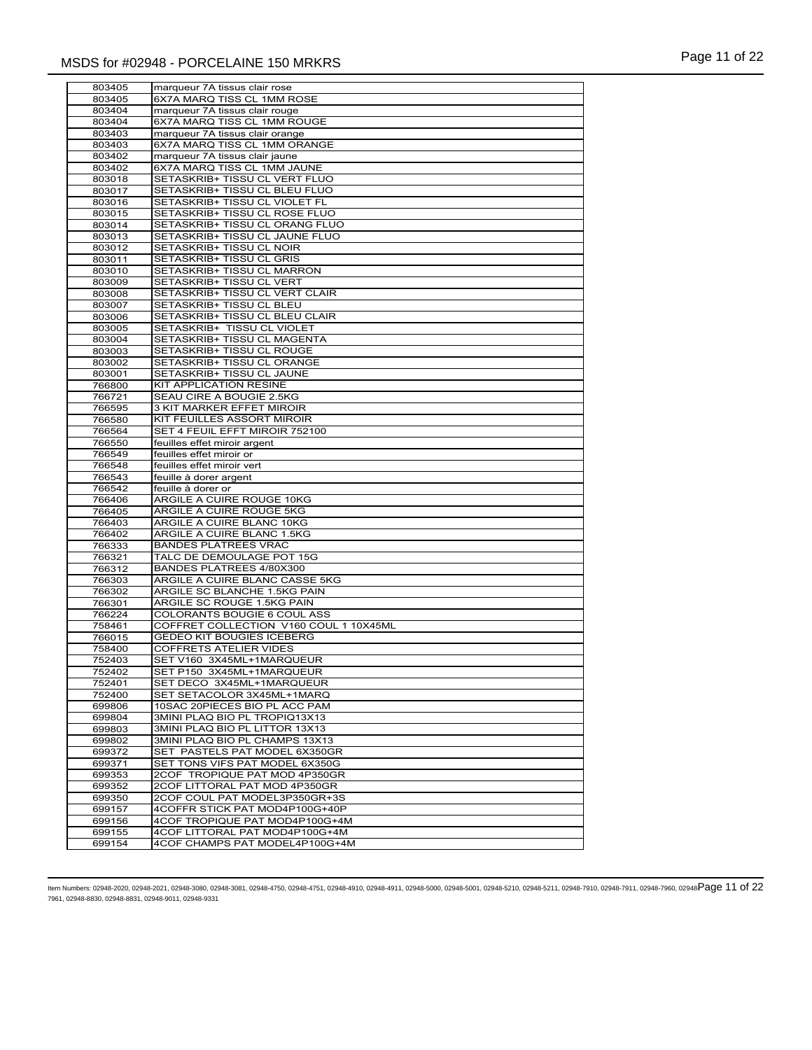| | |
|---|---|
| 803405 | marqueur 7A tissus clair rose |
| 803405 | 6X7A MARQ TISS CL 1MM ROSE |
| 803404 | marqueur 7A tissus clair rouge |
| 803404 | 6X7A MARQ TISS CL 1MM ROUGE |
| 803403 | marqueur 7A tissus clair orange |
| 803403 | 6X7A MARQ TISS CL 1MM ORANGE |
| 803402 | marqueur 7A tissus clair jaune |
| 803402 | 6X7A MARQ TISS CL 1MM JAUNE |
| 803018 | SETASKRIB+ TISSU CL VERT FLUO |
| 803017 | SETASKRIB+ TISSU CL BLEU FLUO |
| 803016 | SETASKRIB+ TISSU CL VIOLET FL |
| 803015 | SETASKRIB+ TISSU CL ROSE FLUO |
| 803014 | SETASKRIB+ TISSU CL ORANG FLUO |
| 803013 | SETASKRIB+ TISSU CL JAUNE FLUO |
| 803012 | SETASKRIB+ TISSU CL NOIR |
| 803011 | SETASKRIB+ TISSU CL GRIS |
| 803010 | SETASKRIB+ TISSU CL MARRON |
| 803009 | SETASKRIB+ TISSU CL VERT |
| 803008 | SETASKRIB+ TISSU CL VERT CLAIR |
| 803007 | SETASKRIB+ TISSU CL BLEU |
| 803006 | SETASKRIB+ TISSU CL BLEU CLAIR |
| 803005 | SETASKRIB+ TISSU CL VIOLET |
| 803004 | SETASKRIB+ TISSU CL MAGENTA |
| 803003 | SETASKRIB+ TISSU CL ROUGE |
| 803002 | SETASKRIB+ TISSU CL ORANGE |
| 803001 | SETASKRIB+ TISSU CL JAUNE |
| 766800 | KIT APPLICATION RESINE |
| 766721 | SEAU CIRE A BOUGIE 2.5KG |
| 766595 | 3 KIT MARKER EFFET MIROIR |
| 766580 | KIT FEUILLES ASSORT MIROIR |
| 766564 | SET 4 FEUIL EFFT MIROIR 752100 |
| 766550 | feuilles effet miroir argent |
| 766549 | feuilles effet miroir or |
| 766548 | feuilles effet miroir vert |
| 766543 | feuille à dorer argent |
| 766542 | feuille à dorer or |
| 766406 | ARGILE A CUIRE ROUGE 10KG |
| 766405 | ARGILE A CUIRE ROUGE 5KG |
| 766403 | ARGILE A CUIRE BLANC 10KG |
| 766402 | ARGILE A CUIRE BLANC 1.5KG |
| 766333 | BANDES PLATREES VRAC |
| 766321 | TALC DE DEMOULAGE POT 15G |
| 766312 | BANDES PLATREES 4/80X300 |
| 766303 | ARGILE A CUIRE BLANC CASSE 5KG |
| 766302 | ARGILE SC BLANCHE 1.5KG PAIN |
| 766301 | ARGILE SC ROUGE 1.5KG PAIN |
| 766224 | COLORANTS BOUGIE 6 COUL ASS |
| 758461 | COFFRET COLLECTION V160 COUL 1 10X45ML |
| 766015 | GEDEO KIT BOUGIES ICEBERG |
| 758400 | COFFRETS ATELIER VIDES |
| 752403 | SET V160 3X45ML+1MARQUEUR |
| 752402 | SET P150 3X45ML+1MARQUEUR |
| 752401 | SET DECO 3X45ML+1MARQUEUR |
| 752400 | SET SETACOLOR 3X45ML+1MARQ |
| 699806 | 10SAC 20PIECES BIO PL ACC PAM |
| 699804 | 3MINI PLAQ BIO PL TROPIQ13X13 |
| 699803 | 3MINI PLAQ BIO PL LITTOR 13X13 |
| 699802 | 3MINI PLAQ BIO PL CHAMPS 13X13 |
| 699372 | SET PASTELS PAT MODEL 6X350GR |
| 699371 | SET TONS VIFS PAT MODEL 6X350G |
| 699353 | 2COF TROPIQUE PAT MOD 4P350GR |
| 699352 | 2COF LITTORAL PAT MOD 4P350GR |
| 699350 | 2COF COUL PAT MODEL3P350GR+3S |
| 699157 | 4COFFR STICK PAT MOD4P100G+40P |
| 699156 | 4COF TROPIQUE PAT MOD4P100G+4M |
| 699155 | 4COF LITTORAL PAT MOD4P100G+4M |
| 699154 | 4COF CHAMPS PAT MODEL4P100G+4M |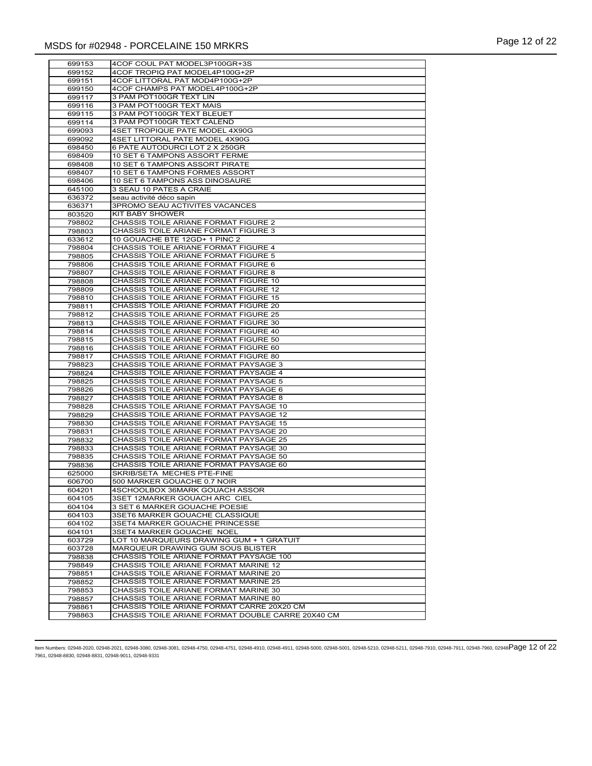| | |
|---|---|
| 699153 | 4COF COUL PAT MODEL3P100GR+3S |
| 699152 | 4COF TROPIQ PAT MODEL4P100G+2P |
| 699151 | 4COF LITTORAL PAT MOD4P100G+2P |
| 699150 | 4COF CHAMPS PAT MODEL4P100G+2P |
| 699117 | 3 PAM POT100GR TEXT LIN |
| 699116 | 3 PAM POT100GR TEXT MAIS |
| 699115 | 3 PAM POT100GR TEXT BLEUET |
| 699114 | 3 PAM POT100GR TEXT CALEND |
| 699093 | 4SET TROPIQUE PATE MODEL 4X90G |
| 699092 | 4SET LITTORAL PATE MODEL 4X90G |
| 698450 | 6 PATE AUTODURCI LOT 2 X 250GR |
| 698409 | 10 SET 6 TAMPONS ASSORT FERME |
| 698408 | 10 SET 6 TAMPONS ASSORT PIRATE |
| 698407 | 10 SET 6 TAMPONS FORMES ASSORT |
| 698406 | 10 SET 6 TAMPONS ASS DINOSAURE |
| 645100 | 3 SEAU 10 PATES A CRAIE |
| 636372 | seau activité déco sapin |
| 636371 | 3PROMO SEAU ACTIVITES VACANCES |
| 803520 | KIT BABY SHOWER |
| 798802 | CHASSIS TOILE ARIANE FORMAT FIGURE 2 |
| 798803 | CHASSIS TOILE ARIANE FORMAT FIGURE 3 |
| 633612 | 10 GOUACHE BTE 12GD+ 1 PINC 2 |
| 798804 | CHASSIS TOILE ARIANE FORMAT FIGURE 4 |
| 798805 | CHASSIS TOILE ARIANE FORMAT FIGURE 5 |
| 798806 | CHASSIS TOILE ARIANE FORMAT FIGURE 6 |
| 798807 | CHASSIS TOILE ARIANE FORMAT FIGURE 8 |
| 798808 | CHASSIS TOILE ARIANE FORMAT FIGURE 10 |
| 798809 | CHASSIS TOILE ARIANE FORMAT FIGURE 12 |
| 798810 | CHASSIS TOILE ARIANE FORMAT FIGURE 15 |
| 798811 | CHASSIS TOILE ARIANE FORMAT FIGURE 20 |
| 798812 | CHASSIS TOILE ARIANE FORMAT FIGURE 25 |
| 798813 | CHASSIS TOILE ARIANE FORMAT FIGURE 30 |
| 798814 | CHASSIS TOILE ARIANE FORMAT FIGURE 40 |
| 798815 | CHASSIS TOILE ARIANE FORMAT FIGURE 50 |
| 798816 | CHASSIS TOILE ARIANE FORMAT FIGURE 60 |
| 798817 | CHASSIS TOILE ARIANE FORMAT FIGURE 80 |
| 798823 | CHASSIS TOILE ARIANE FORMAT PAYSAGE 3 |
| 798824 | CHASSIS TOILE ARIANE FORMAT PAYSAGE 4 |
| 798825 | CHASSIS TOILE ARIANE FORMAT PAYSAGE 5 |
| 798826 | CHASSIS TOILE ARIANE FORMAT PAYSAGE 6 |
| 798827 | CHASSIS TOILE ARIANE FORMAT PAYSAGE 8 |
| 798828 | CHASSIS TOILE ARIANE FORMAT PAYSAGE 10 |
| 798829 | CHASSIS TOILE ARIANE FORMAT PAYSAGE 12 |
| 798830 | CHASSIS TOILE ARIANE FORMAT PAYSAGE 15 |
| 798831 | CHASSIS TOILE ARIANE FORMAT PAYSAGE 20 |
| 798832 | CHASSIS TOILE ARIANE FORMAT PAYSAGE 25 |
| 798833 | CHASSIS TOILE ARIANE FORMAT PAYSAGE 30 |
| 798835 | CHASSIS TOILE ARIANE FORMAT PAYSAGE 50 |
| 798836 | CHASSIS TOILE ARIANE FORMAT PAYSAGE 60 |
| 625000 | SKRIB/SETA MECHES PTE-FINE |
| 606700 | 500 MARKER GOUACHE 0.7 NOIR |
| 604201 | 4SCHOOLBOX 36MARK GOUACH ASSOR |
| 604105 | 3SET 12MARKER GOUACH ARC CIEL |
| 604104 | 3 SET 6 MARKER GOUACHE POESIE |
| 604103 | 3SET6 MARKER GOUACHE CLASSIQUE |
| 604102 | 3SET4 MARKER GOUACHE PRINCESSE |
| 604101 | 3SET4 MARKER GOUACHE NOEL |
| 603729 | LOT 10 MARQUEURS DRAWING GUM + 1 GRATUIT |
| 603728 | MARQUEUR DRAWING GUM SOUS BLISTER |
| 798838 | CHASSIS TOILE ARIANE FORMAT PAYSAGE 100 |
| 798849 | CHASSIS TOILE ARIANE FORMAT MARINE 12 |
| 798851 | CHASSIS TOILE ARIANE FORMAT MARINE 20 |
| 798852 | CHASSIS TOILE ARIANE FORMAT MARINE 25 |
| 798853 | CHASSIS TOILE ARIANE FORMAT MARINE 30 |
| 798857 | CHASSIS TOILE ARIANE FORMAT MARINE 80 |
| 798861 | CHASSIS TOILE ARIANE FORMAT CARRE 20X20 CM |
| 798863 | CHASSIS TOILE ARIANE FORMAT DOUBLE CARRE 20X40 CM |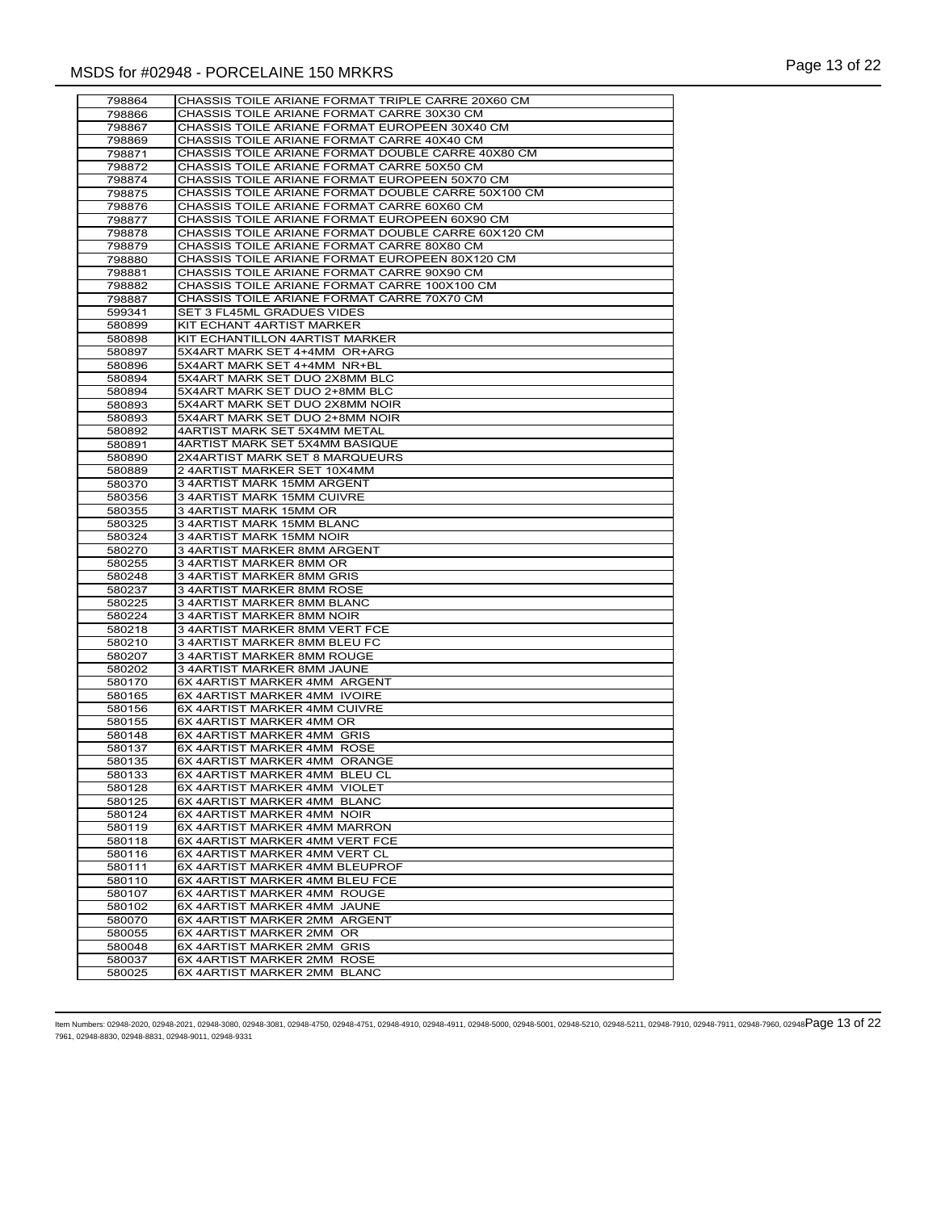| 798864 | CHASSIS TOILE ARIANE FORMAT TRIPLE CARRE 20X60 CM |
|---|---|
| 798866 | CHASSIS TOILE ARIANE FORMAT CARRE 30X30 CM |
| 798867 | CHASSIS TOILE ARIANE FORMAT EUROPEEN 30X40 CM |
| 798869 | CHASSIS TOILE ARIANE FORMAT CARRE 40X40 CM |
| 798871 | CHASSIS TOILE ARIANE FORMAT DOUBLE CARRE 40X80 CM |
| 798872 | CHASSIS TOILE ARIANE FORMAT CARRE 50X50 CM |
| 798874 | CHASSIS TOILE ARIANE FORMAT EUROPEEN 50X70 CM |
| 798875 | CHASSIS TOILE ARIANE FORMAT DOUBLE CARRE 50X100 CM |
| 798876 | CHASSIS TOILE ARIANE FORMAT CARRE 60X60 CM |
| 798877 | CHASSIS TOILE ARIANE FORMAT EUROPEEN 60X90 CM |
| 798878 | CHASSIS TOILE ARIANE FORMAT DOUBLE CARRE 60X120 CM |
| 798879 | CHASSIS TOILE ARIANE FORMAT CARRE 80X80 CM |
| 798880 | CHASSIS TOILE ARIANE FORMAT EUROPEEN 80X120 CM |
| 798881 | CHASSIS TOILE ARIANE FORMAT CARRE 90X90 CM |
| 798882 | CHASSIS TOILE ARIANE FORMAT CARRE 100X100 CM |
| 798887 | CHASSIS TOILE ARIANE FORMAT CARRE 70X70 CM |
| 599341 | SET 3 FL45ML GRADUES VIDES |
| 580899 | KIT ECHANT 4ARTIST MARKER |
| 580898 | KIT ECHANTILLON 4ARTIST MARKER |
| 580897 | 5X4ART MARK SET 4+4MM OR+ARG |
| 580896 | 5X4ART MARK SET 4+4MM NR+BL |
| 580894 | 5X4ART MARK SET DUO 2X8MM BLC |
| 580894 | 5X4ART MARK SET DUO 2+8MM BLC |
| 580893 | 5X4ART MARK SET DUO 2X8MM NOIR |
| 580893 | 5X4ART MARK SET DUO 2+8MM NOIR |
| 580892 | 4ARTIST MARK SET 5X4MM METAL |
| 580891 | 4ARTIST MARK SET 5X4MM BASIQUE |
| 580890 | 2X4ARTIST MARK SET 8 MARQUEURS |
| 580889 | 2 4ARTIST MARKER SET 10X4MM |
| 580370 | 3 4ARTIST MARK 15MM ARGENT |
| 580356 | 3 4ARTIST MARK 15MM CUIVRE |
| 580355 | 3 4ARTIST MARK 15MM OR |
| 580325 | 3 4ARTIST MARK 15MM BLANC |
| 580324 | 3 4ARTIST MARK 15MM NOIR |
| 580270 | 3 4ARTIST MARKER 8MM ARGENT |
| 580255 | 3 4ARTIST MARKER 8MM OR |
| 580248 | 3 4ARTIST MARKER 8MM GRIS |
| 580237 | 3 4ARTIST MARKER 8MM ROSE |
| 580225 | 3 4ARTIST MARKER 8MM BLANC |
| 580224 | 3 4ARTIST MARKER 8MM NOIR |
| 580218 | 3 4ARTIST MARKER 8MM VERT FCE |
| 580210 | 3 4ARTIST MARKER 8MM BLEU FC |
| 580207 | 3 4ARTIST MARKER 8MM ROUGE |
| 580202 | 3 4ARTIST MARKER 8MM JAUNE |
| 580170 | 6X 4ARTIST MARKER 4MM ARGENT |
| 580165 | 6X 4ARTIST MARKER 4MM IVOIRE |
| 580156 | 6X 4ARTIST MARKER 4MM CUIVRE |
| 580155 | 6X 4ARTIST MARKER 4MM OR |
| 580148 | 6X 4ARTIST MARKER 4MM GRIS |
| 580137 | 6X 4ARTIST MARKER 4MM ROSE |
| 580135 | 6X 4ARTIST MARKER 4MM ORANGE |
| 580133 | 6X 4ARTIST MARKER 4MM BLEU CL |
| 580128 | 6X 4ARTIST MARKER 4MM VIOLET |
| 580125 | 6X 4ARTIST MARKER 4MM BLANC |
| 580124 | 6X 4ARTIST MARKER 4MM NOIR |
| 580119 | 6X 4ARTIST MARKER 4MM MARRON |
| 580118 | 6X 4ARTIST MARKER 4MM VERT FCE |
| 580116 | 6X 4ARTIST MARKER 4MM VERT CL |
| 580111 | 6X 4ARTIST MARKER 4MM BLEUPROF |
| 580110 | 6X 4ARTIST MARKER 4MM BLEU FCE |
| 580107 | 6X 4ARTIST MARKER 4MM ROUGE |
| 580102 | 6X 4ARTIST MARKER 4MM JAUNE |
| 580070 | 6X 4ARTIST MARKER 2MM ARGENT |
| 580055 | 6X 4ARTIST MARKER 2MM OR |
| 580048 | 6X 4ARTIST MARKER 2MM GRIS |
| 580037 | 6X 4ARTIST MARKER 2MM ROSE |
| 580025 | 6X 4ARTIST MARKER 2MM BLANC |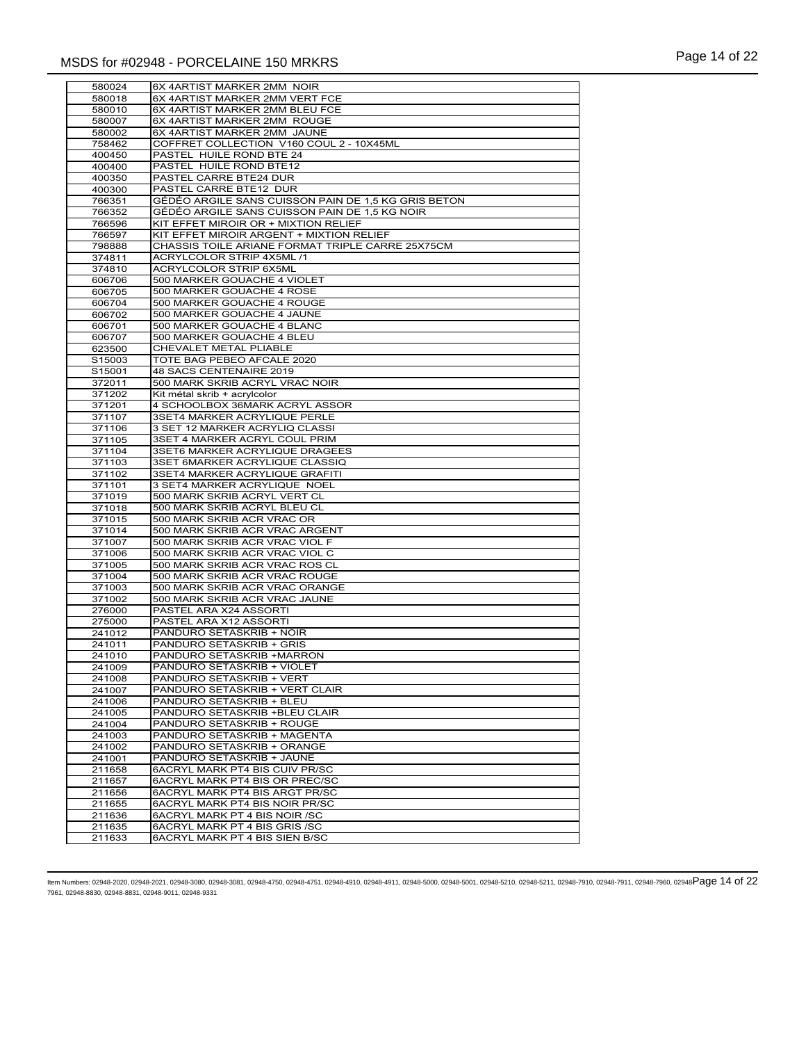| | |
|---|---|
| 580024 | 6X 4ARTIST MARKER 2MM NOIR |
| 580018 | 6X 4ARTIST MARKER 2MM VERT FCE |
| 580010 | 6X 4ARTIST MARKER 2MM BLEU FCE |
| 580007 | 6X 4ARTIST MARKER 2MM ROUGE |
| 580002 | 6X 4ARTIST MARKER 2MM JAUNE |
| 758462 | COFFRET COLLECTION V160 COUL 2 - 10X45ML |
| 400450 | PASTEL HUILE ROND BTE 24 |
| 400400 | PASTEL HUILE ROND BTE12 |
| 400350 | PASTEL CARRE BTE24 DUR |
| 400300 | PASTEL CARRE BTE12 DUR |
| 766351 | GÉDÉO ARGILE SANS CUISSON PAIN DE 1,5 KG GRIS BETON |
| 766352 | GÉDÉO ARGILE SANS CUISSON PAIN DE 1,5 KG NOIR |
| 766596 | KIT EFFET MIROIR OR + MIXTION RELIEF |
| 766597 | KIT EFFET MIROIR ARGENT + MIXTION RELIEF |
| 798888 | CHASSIS TOILE ARIANE FORMAT TRIPLE CARRE 25X75CM |
| 374811 | ACRYLCOLOR STRIP 4X5ML /1 |
| 374810 | ACRYLCOLOR STRIP 6X5ML |
| 606706 | 500 MARKER GOUACHE 4 VIOLET |
| 606705 | 500 MARKER GOUACHE 4 ROSE |
| 606704 | 500 MARKER GOUACHE 4 ROUGE |
| 606702 | 500 MARKER GOUACHE 4 JAUNE |
| 606701 | 500 MARKER GOUACHE 4 BLANC |
| 606707 | 500 MARKER GOUACHE 4 BLEU |
| 623500 | CHEVALET METAL PLIABLE |
| S15003 | TOTE BAG PEBEO AFCALE 2020 |
| S15001 | 48 SACS CENTENAIRE 2019 |
| 372011 | 500 MARK SKRIB ACRYL VRAC NOIR |
| 371202 | Kit métal skrib + acrylcolor |
| 371201 | 4 SCHOOLBOX 36MARK ACRYL ASSOR |
| 371107 | 3SET4 MARKER ACRYLIQUE PERLE |
| 371106 | 3 SET 12 MARKER ACRYLIQ CLASSI |
| 371105 | 3SET 4 MARKER ACRYL COUL PRIM |
| 371104 | 3SET6 MARKER ACRYLIQUE DRAGEES |
| 371103 | 3SET 6MARKER ACRYLIQUE CLASSIQ |
| 371102 | 3SET4 MARKER ACRYLIQUE GRAFITI |
| 371101 | 3 SET4 MARKER ACRYLIQUE NOEL |
| 371019 | 500 MARK SKRIB ACRYL VERT CL |
| 371018 | 500 MARK SKRIB ACRYL BLEU CL |
| 371015 | 500 MARK SKRIB ACR VRAC OR |
| 371014 | 500 MARK SKRIB ACR VRAC ARGENT |
| 371007 | 500 MARK SKRIB ACR VRAC VIOL F |
| 371006 | 500 MARK SKRIB ACR VRAC VIOL C |
| 371005 | 500 MARK SKRIB ACR VRAC ROS CL |
| 371004 | 500 MARK SKRIB ACR VRAC ROUGE |
| 371003 | 500 MARK SKRIB ACR VRAC ORANGE |
| 371002 | 500 MARK SKRIB ACR VRAC JAUNE |
| 276000 | PASTEL ARA X24 ASSORTI |
| 275000 | PASTEL ARA X12 ASSORTI |
| 241012 | PANDURO SETASKRIB + NOIR |
| 241011 | PANDURO SETASKRIB + GRIS |
| 241010 | PANDURO SETASKRIB +MARRON |
| 241009 | PANDURO SETASKRIB + VIOLET |
| 241008 | PANDURO SETASKRIB + VERT |
| 241007 | PANDURO SETASKRIB + VERT CLAIR |
| 241006 | PANDURO SETASKRIB + BLEU |
| 241005 | PANDURO SETASKRIB +BLEU CLAIR |
| 241004 | PANDURO SETASKRIB + ROUGE |
| 241003 | PANDURO SETASKRIB + MAGENTA |
| 241002 | PANDURO SETASKRIB + ORANGE |
| 241001 | PANDURO SETASKRIB + JAUNE |
| 211658 | 6ACRYL MARK PT4 BIS CUIV PR/SC |
| 211657 | 6ACRYL MARK PT4 BIS OR PREC/SC |
| 211656 | 6ACRYL MARK PT4 BIS ARGT PR/SC |
| 211655 | 6ACRYL MARK PT4 BIS NOIR PR/SC |
| 211636 | 6ACRYL MARK PT 4 BIS NOIR /SC |
| 211635 | 6ACRYL MARK PT 4 BIS GRIS /SC |
| 211633 | 6ACRYL MARK PT 4 BIS SIEN B/SC |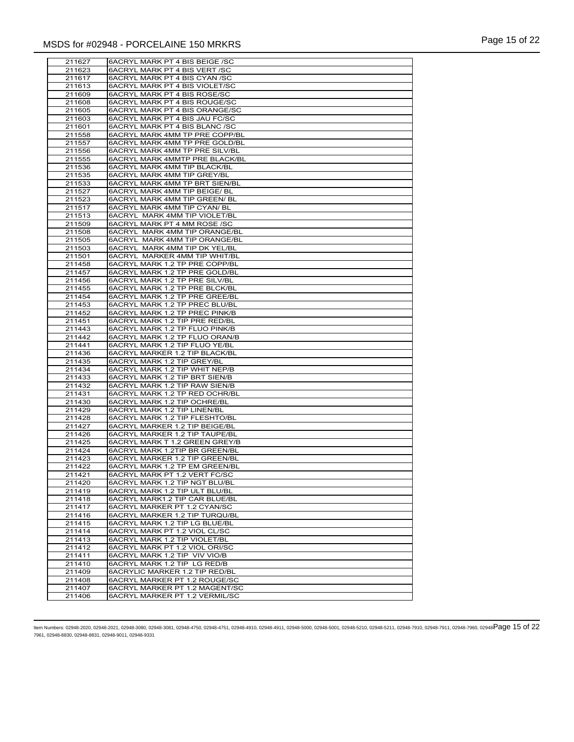| | |
|---|---|
| 211627 | 6ACRYL MARK PT 4 BIS BEIGE /SC |
| 211623 | 6ACRYL MARK PT 4 BIS VERT /SC |
| 211617 | 6ACRYL MARK PT 4 BIS CYAN /SC |
| 211613 | 6ACRYL MARK PT 4 BIS VIOLET/SC |
| 211609 | 6ACRYL MARK PT 4 BIS ROSE/SC |
| 211608 | 6ACRYL MARK PT 4 BIS ROUGE/SC |
| 211605 | 6ACRYL MARK PT 4 BIS ORANGE/SC |
| 211603 | 6ACRYL MARK PT 4 BIS JAU FC/SC |
| 211601 | 6ACRYL MARK PT 4 BIS BLANC /SC |
| 211558 | 6ACRYL MARK 4MM TP PRE COPP/BL |
| 211557 | 6ACRYL MARK 4MM TP PRE GOLD/BL |
| 211556 | 6ACRYL MARK 4MM TP PRE SILV/BL |
| 211555 | 6ACRYL MARK 4MMTP PRE BLACK/BL |
| 211536 | 6ACRYL MARK 4MM TIP BLACK/BL |
| 211535 | 6ACRYL MARK 4MM TIP GREY/BL |
| 211533 | 6ACRYL MARK 4MM TP BRT SIEN/BL |
| 211527 | 6ACRYL MARK 4MM TIP BEIGE/ BL |
| 211523 | 6ACRYL MARK 4MM TIP GREEN/ BL |
| 211517 | 6ACRYL MARK 4MM TIP CYAN/ BL |
| 211513 | 6ACRYL MARK 4MM TIP VIOLET/BL |
| 211509 | 6ACRYL MARK PT 4 MM ROSE /SC |
| 211508 | 6ACRYL MARK 4MM TIP ORANGE/BL |
| 211505 | 6ACRYL MARK 4MM TIP ORANGE/BL |
| 211503 | 6ACRYL MARK 4MM TIP DK YEL/BL |
| 211501 | 6ACRYL MARKER 4MM TIP WHIT/BL |
| 211458 | 6ACRYL MARK 1.2 TP PRE COPP/BL |
| 211457 | 6ACRYL MARK 1.2 TP PRE GOLD/BL |
| 211456 | 6ACRYL MARK 1.2 TP PRE SILV/BL |
| 211455 | 6ACRYL MARK 1.2 TP PRE BLCK/BL |
| 211454 | 6ACRYL MARK 1.2 TP PRE GREE/BL |
| 211453 | 6ACRYL MARK 1.2 TP PREC BLU/BL |
| 211452 | 6ACRYL MARK 1.2 TP PREC PINK/B |
| 211451 | 6ACRYL MARK 1.2 TIP PRE RED/BL |
| 211443 | 6ACRYL MARK 1.2 TP FLUO PINK/B |
| 211442 | 6ACRYL MARK 1.2 TP FLUO ORAN/B |
| 211441 | 6ACRYL MARK 1.2 TIP FLUO YE/BL |
| 211436 | 6ACRYL MARKER 1.2 TIP BLACK/BL |
| 211435 | 6ACRYL MARK 1.2 TIP GREY/BL |
| 211434 | 6ACRYL MARK 1.2 TIP WHIT NEP/B |
| 211433 | 6ACRYL MARK 1.2 TIP BRT SIEN/B |
| 211432 | 6ACRYL MARK 1.2 TIP RAW SIEN/B |
| 211431 | 6ACRYL MARK 1.2 TP RED OCHR/BL |
| 211430 | 6ACRYL MARK 1.2 TIP OCHRE/BL |
| 211429 | 6ACRYL MARK 1.2 TIP LINEN/BL |
| 211428 | 6ACRYL MARK 1.2 TIP FLESHTO/BL |
| 211427 | 6ACRYL MARKER 1.2 TIP BEIGE/BL |
| 211426 | 6ACRYL MARKER 1.2 TIP TAUPE/BL |
| 211425 | 6ACRYL MARK T 1.2 GREEN GREY/B |
| 211424 | 6ACRYL MARK 1.2TIP BR GREEN/BL |
| 211423 | 6ACRYL MARKER 1.2 TIP GREEN/BL |
| 211422 | 6ACRYL MARK 1.2 TP EM GREEN/BL |
| 211421 | 6ACRYL MARK PT 1.2 VERT FC/SC |
| 211420 | 6ACRYL MARK 1.2 TIP NGT BLU/BL |
| 211419 | 6ACRYL MARK 1.2 TIP ULT BLU/BL |
| 211418 | 6ACRYL MARK1.2 TIP CAR BLUE/BL |
| 211417 | 6ACRYL MARKER PT 1.2 CYAN/SC |
| 211416 | 6ACRYL MARKER 1.2 TIP TURQU/BL |
| 211415 | 6ACRYL MARK 1.2 TIP LG BLUE/BL |
| 211414 | 6ACRYL MARK PT 1.2 VIOL CL/SC |
| 211413 | 6ACRYL MARK 1.2 TIP VIOLET/BL |
| 211412 | 6ACRYL MARK PT 1.2 VIOL ORI/SC |
| 211411 | 6ACRYL MARK 1.2 TIP VIV VIO/B |
| 211410 | 6ACRYL MARK 1.2 TIP LG RED/B |
| 211409 | 6ACRYLIC MARKER 1.2 TIP RED/BL |
| 211408 | 6ACRYL MARKER PT 1.2 ROUGE/SC |
| 211407 | 6ACRYL MARKER PT 1.2 MAGENT/SC |
| 211406 | 6ACRYL MARKER PT 1.2 VERMIL/SC |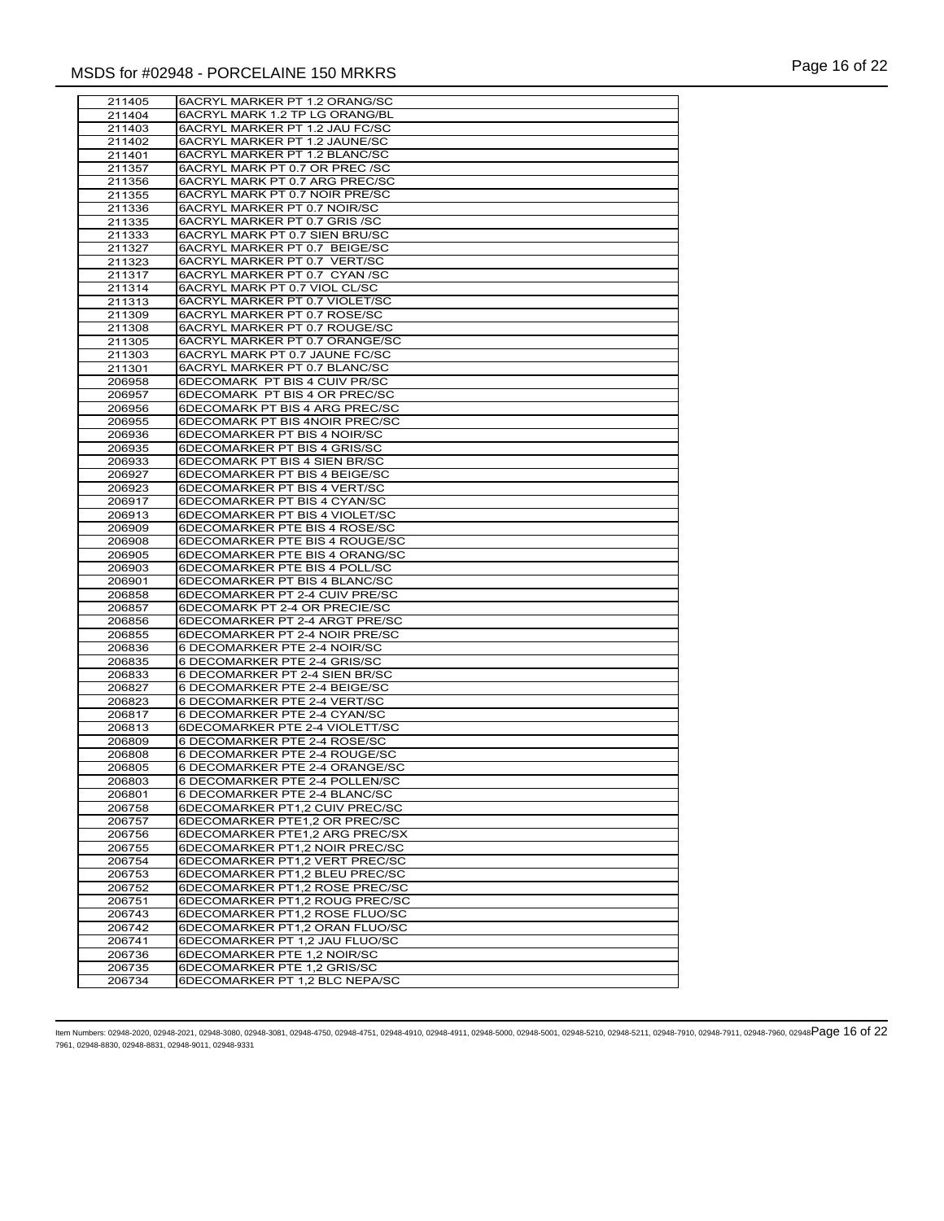| | |
|---|---|
| 211405 | 6ACRYL MARKER PT 1.2 ORANG/SC |
| 211404 | 6ACRYL MARK 1.2 TP LG ORANG/BL |
| 211403 | 6ACRYL MARKER PT 1.2 JAU FC/SC |
| 211402 | 6ACRYL MARKER PT 1.2 JAUNE/SC |
| 211401 | 6ACRYL MARKER PT 1.2 BLANC/SC |
| 211357 | 6ACRYL MARK PT 0.7 OR PREC /SC |
| 211356 | 6ACRYL MARK PT 0.7 ARG PREC/SC |
| 211355 | 6ACRYL MARK PT 0.7 NOIR PRE/SC |
| 211336 | 6ACRYL MARKER PT 0.7 NOIR/SC |
| 211335 | 6ACRYL MARKER PT 0.7 GRIS /SC |
| 211333 | 6ACRYL MARK PT 0.7 SIEN BRU/SC |
| 211327 | 6ACRYL MARKER PT 0.7 BEIGE/SC |
| 211323 | 6ACRYL MARKER PT 0.7 VERT/SC |
| 211317 | 6ACRYL MARKER PT 0.7 CYAN /SC |
| 211314 | 6ACRYL MARK PT 0.7 VIOL CL/SC |
| 211313 | 6ACRYL MARKER PT 0.7 VIOLET/SC |
| 211309 | 6ACRYL MARKER PT 0.7 ROSE/SC |
| 211308 | 6ACRYL MARKER PT 0.7 ROUGE/SC |
| 211305 | 6ACRYL MARKER PT 0.7 ORANGE/SC |
| 211303 | 6ACRYL MARK PT 0.7 JAUNE FC/SC |
| 211301 | 6ACRYL MARKER PT 0.7 BLANC/SC |
| 206958 | 6DECOMARK PT BIS 4 CUIV PR/SC |
| 206957 | 6DECOMARK PT BIS 4 OR PREC/SC |
| 206956 | 6DECOMARK PT BIS 4 ARG PREC/SC |
| 206955 | 6DECOMARK PT BIS 4NOIR PREC/SC |
| 206936 | 6DECOMARKER PT BIS 4 NOIR/SC |
| 206935 | 6DECOMARKER PT BIS 4 GRIS/SC |
| 206933 | 6DECOMARK PT BIS 4 SIEN BR/SC |
| 206927 | 6DECOMARKER PT BIS 4 BEIGE/SC |
| 206923 | 6DECOMARKER PT BIS 4 VERT/SC |
| 206917 | 6DECOMARKER PT BIS 4 CYAN/SC |
| 206913 | 6DECOMARKER PT BIS 4 VIOLET/SC |
| 206909 | 6DECOMARKER PTE BIS 4 ROSE/SC |
| 206908 | 6DECOMARKER PTE BIS 4 ROUGE/SC |
| 206905 | 6DECOMARKER PTE BIS 4 ORANG/SC |
| 206903 | 6DECOMARKER PTE BIS 4 POLL/SC |
| 206901 | 6DECOMARKER PT BIS 4 BLANC/SC |
| 206858 | 6DECOMARKER PT 2-4 CUIV PRE/SC |
| 206857 | 6DECOMARK PT 2-4 OR PRECIE/SC |
| 206856 | 6DECOMARKER PT 2-4 ARGT PRE/SC |
| 206855 | 6DECOMARKER PT 2-4 NOIR PRE/SC |
| 206836 | 6 DECOMARKER PTE 2-4 NOIR/SC |
| 206835 | 6 DECOMARKER PTE 2-4 GRIS/SC |
| 206833 | 6 DECOMARKER PT 2-4 SIEN BR/SC |
| 206827 | 6 DECOMARKER PTE 2-4 BEIGE/SC |
| 206823 | 6 DECOMARKER PTE 2-4 VERT/SC |
| 206817 | 6 DECOMARKER PTE 2-4 CYAN/SC |
| 206813 | 6DECOMARKER PTE 2-4 VIOLETT/SC |
| 206809 | 6 DECOMARKER PTE 2-4 ROSE/SC |
| 206808 | 6 DECOMARKER PTE 2-4 ROUGE/SC |
| 206805 | 6 DECOMARKER PTE 2-4 ORANGE/SC |
| 206803 | 6 DECOMARKER PTE 2-4 POLLEN/SC |
| 206801 | 6 DECOMARKER PTE 2-4 BLANC/SC |
| 206758 | 6DECOMARKER PT1,2 CUIV PREC/SC |
| 206757 | 6DECOMARKER PTE1,2 OR PREC/SC |
| 206756 | 6DECOMARKER PTE1,2 ARG PREC/SX |
| 206755 | 6DECOMARKER PT1,2 NOIR PREC/SC |
| 206754 | 6DECOMARKER PT1,2 VERT PREC/SC |
| 206753 | 6DECOMARKER PT1,2 BLEU PREC/SC |
| 206752 | 6DECOMARKER PT1,2 ROSE PREC/SC |
| 206751 | 6DECOMARKER PT1,2 ROUG PREC/SC |
| 206743 | 6DECOMARKER PT1,2 ROSE FLUO/SC |
| 206742 | 6DECOMARKER PT1,2 ORAN FLUO/SC |
| 206741 | 6DECOMARKER PT 1,2 JAU FLUO/SC |
| 206736 | 6DECOMARKER PTE 1,2 NOIR/SC |
| 206735 | 6DECOMARKER PTE 1,2 GRIS/SC |
| 206734 | 6DECOMARKER PT 1,2 BLC NEPA/SC |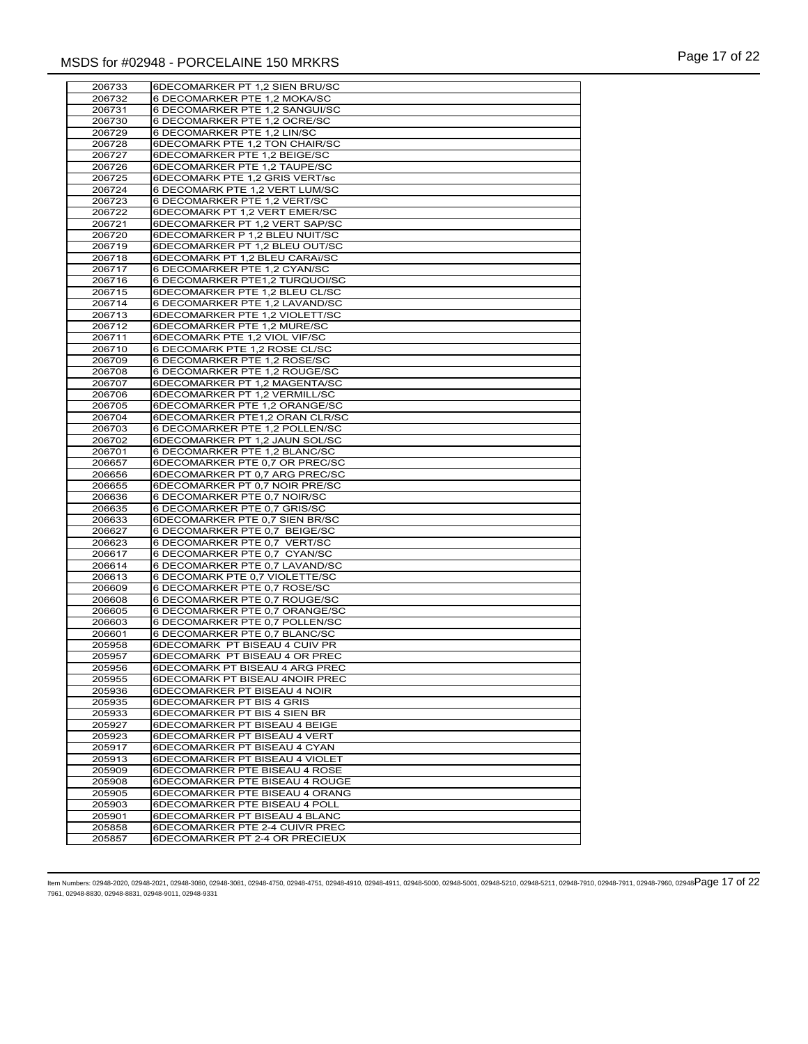| | |
|---|---|
| 206733 | 6DECOMARKER PT 1,2 SIEN BRU/SC |
| 206732 | 6 DECOMARKER PTE 1,2 MOKA/SC |
| 206731 | 6 DECOMARKER PTE 1,2 SANGUI/SC |
| 206730 | 6 DECOMARKER PTE 1,2 OCRE/SC |
| 206729 | 6 DECOMARKER PTE 1,2 LIN/SC |
| 206728 | 6DECOMARK PTE 1,2 TON CHAIR/SC |
| 206727 | 6DECOMARKER PTE 1,2 BEIGE/SC |
| 206726 | 6DECOMARKER PTE 1,2 TAUPE/SC |
| 206725 | 6DECOMARK PTE 1,2 GRIS VERT/sc |
| 206724 | 6 DECOMARK PTE 1,2 VERT LUM/SC |
| 206723 | 6 DECOMARKER PTE 1,2 VERT/SC |
| 206722 | 6DECOMARK PT 1,2 VERT EMER/SC |
| 206721 | 6DECOMARKER PT 1,2 VERT SAP/SC |
| 206720 | 6DECOMARKER P 1,2 BLEU NUIT/SC |
| 206719 | 6DECOMARKER PT 1,2 BLEU OUT/SC |
| 206718 | 6DECOMARK PT 1,2 BLEU CARAï/SC |
| 206717 | 6 DECOMARKER PTE 1,2 CYAN/SC |
| 206716 | 6 DECOMARKER PTE1,2 TURQUOI/SC |
| 206715 | 6DECOMARKER PTE 1,2 BLEU CL/SC |
| 206714 | 6 DECOMARKER PTE 1,2 LAVAND/SC |
| 206713 | 6DECOMARKER PTE 1,2 VIOLETT/SC |
| 206712 | 6DECOMARKER PTE 1,2 MURE/SC |
| 206711 | 6DECOMARK PTE 1,2 VIOL VIF/SC |
| 206710 | 6 DECOMARK PTE 1,2 ROSE CL/SC |
| 206709 | 6 DECOMARKER PTE 1,2 ROSE/SC |
| 206708 | 6 DECOMARKER PTE 1,2 ROUGE/SC |
| 206707 | 6DECOMARKER PT 1,2 MAGENTA/SC |
| 206706 | 6DECOMARKER PT 1,2 VERMILL/SC |
| 206705 | 6DECOMARKER PTE 1,2 ORANGE/SC |
| 206704 | 6DECOMARKER PTE1,2 ORAN CLR/SC |
| 206703 | 6 DECOMARKER PTE 1,2 POLLEN/SC |
| 206702 | 6DECOMARKER PT 1,2 JAUN SOL/SC |
| 206701 | 6 DECOMARKER PTE 1,2 BLANC/SC |
| 206657 | 6DECOMARKER PTE 0,7 OR PREC/SC |
| 206656 | 6DECOMARKER PT 0,7 ARG PREC/SC |
| 206655 | 6DECOMARKER PT 0,7 NOIR PRE/SC |
| 206636 | 6 DECOMARKER PTE 0,7 NOIR/SC |
| 206635 | 6 DECOMARKER PTE 0,7 GRIS/SC |
| 206633 | 6DECOMARKER PTE 0,7 SIEN BR/SC |
| 206627 | 6 DECOMARKER PTE 0,7 BEIGE/SC |
| 206623 | 6 DECOMARKER PTE 0,7 VERT/SC |
| 206617 | 6 DECOMARKER PTE 0,7 CYAN/SC |
| 206614 | 6 DECOMARKER PTE 0,7 LAVAND/SC |
| 206613 | 6 DECOMARK PTE 0,7 VIOLETTE/SC |
| 206609 | 6 DECOMARKER PTE 0,7 ROSE/SC |
| 206608 | 6 DECOMARKER PTE 0,7 ROUGE/SC |
| 206605 | 6 DECOMARKER PTE 0,7 ORANGE/SC |
| 206603 | 6 DECOMARKER PTE 0,7 POLLEN/SC |
| 206601 | 6 DECOMARKER PTE 0,7 BLANC/SC |
| 205958 | 6DECOMARK PT BISEAU 4 CUIV PR |
| 205957 | 6DECOMARK PT BISEAU 4 OR PREC |
| 205956 | 6DECOMARK PT BISEAU 4 ARG PREC |
| 205955 | 6DECOMARK PT BISEAU 4NOIR PREC |
| 205936 | 6DECOMARKER PT BISEAU 4 NOIR |
| 205935 | 6DECOMARKER PT BIS 4 GRIS |
| 205933 | 6DECOMARKER PT BIS 4 SIEN BR |
| 205927 | 6DECOMARKER PT BISEAU 4 BEIGE |
| 205923 | 6DECOMARKER PT BISEAU 4 VERT |
| 205917 | 6DECOMARKER PT BISEAU 4 CYAN |
| 205913 | 6DECOMARKER PT BISEAU 4 VIOLET |
| 205909 | 6DECOMARKER PTE BISEAU 4 ROSE |
| 205908 | 6DECOMARKER PTE BISEAU 4 ROUGE |
| 205905 | 6DECOMARKER PTE BISEAU 4 ORANG |
| 205903 | 6DECOMARKER PTE BISEAU 4 POLL |
| 205901 | 6DECOMARKER PT BISEAU 4 BLANC |
| 205858 | 6DECOMARKER PTE 2-4 CUIVR PREC |
| 205857 | 6DECOMARKER PT 2-4 OR PRECIEUX |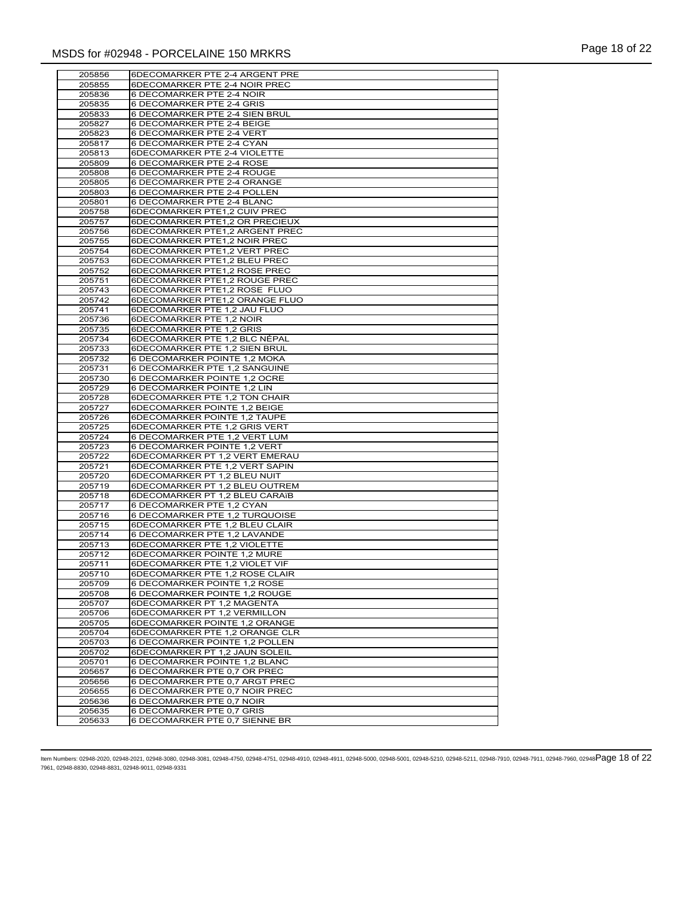| | |
|---|---|
| 205856 | 6DECOMARKER PTE 2-4 ARGENT PRE |
| 205855 | 6DECOMARKER PTE 2-4 NOIR PREC |
| 205836 | 6 DECOMARKER PTE 2-4 NOIR |
| 205835 | 6 DECOMARKER PTE 2-4 GRIS |
| 205833 | 6 DECOMARKER PTE 2-4 SIEN BRUL |
| 205827 | 6 DECOMARKER PTE 2-4 BEIGE |
| 205823 | 6 DECOMARKER PTE 2-4 VERT |
| 205817 | 6 DECOMARKER PTE 2-4 CYAN |
| 205813 | 6DECOMARKER PTE 2-4 VIOLETTE |
| 205809 | 6 DECOMARKER PTE 2-4 ROSE |
| 205808 | 6 DECOMARKER PTE 2-4 ROUGE |
| 205805 | 6 DECOMARKER PTE 2-4 ORANGE |
| 205803 | 6 DECOMARKER PTE 2-4 POLLEN |
| 205801 | 6 DECOMARKER PTE 2-4 BLANC |
| 205758 | 6DECOMARKER PTE1,2 CUIV PREC |
| 205757 | 6DECOMARKER PTE1,2 OR PRECIEUX |
| 205756 | 6DECOMARKER PTE1,2 ARGENT PREC |
| 205755 | 6DECOMARKER PTE1,2 NOIR PREC |
| 205754 | 6DECOMARKER PTE1,2 VERT PREC |
| 205753 | 6DECOMARKER PTE1,2 BLEU PREC |
| 205752 | 6DECOMARKER PTE1,2 ROSE PREC |
| 205751 | 6DECOMARKER PTE1,2 ROUGE PREC |
| 205743 | 6DECOMARKER PTE1,2 ROSE FLUO |
| 205742 | 6DECOMARKER PTE1,2 ORANGE FLUO |
| 205741 | 6DECOMARKER PTE 1,2 JAU FLUO |
| 205736 | 6DECOMARKER PTE 1,2 NOIR |
| 205735 | 6DECOMARKER PTE 1,2 GRIS |
| 205734 | 6DECOMARKER PTE 1,2 BLC NÉPAL |
| 205733 | 6DECOMARKER PTE 1,2 SIEN BRUL |
| 205732 | 6 DECOMARKER POINTE 1,2 MOKA |
| 205731 | 6 DECOMARKER PTE 1,2 SANGUINE |
| 205730 | 6 DECOMARKER POINTE 1,2 OCRE |
| 205729 | 6 DECOMARKER POINTE 1,2 LIN |
| 205728 | 6DECOMARKER PTE 1,2 TON CHAIR |
| 205727 | 6DECOMARKER POINTE 1,2 BEIGE |
| 205726 | 6DECOMARKER POINTE 1,2 TAUPE |
| 205725 | 6DECOMARKER PTE 1,2 GRIS VERT |
| 205724 | 6 DECOMARKER PTE 1,2 VERT LUM |
| 205723 | 6 DECOMARKER POINTE 1,2 VERT |
| 205722 | 6DECOMARKER PT 1,2 VERT EMERAU |
| 205721 | 6DECOMARKER PTE 1,2 VERT SAPIN |
| 205720 | 6DECOMARKER PT 1,2 BLEU NUIT |
| 205719 | 6DECOMARKER PT 1,2 BLEU OUTREM |
| 205718 | 6DECOMARKER PT 1,2 BLEU CARAIB |
| 205717 | 6 DECOMARKER PTE 1,2 CYAN |
| 205716 | 6 DECOMARKER PTE 1,2 TURQUOISE |
| 205715 | 6DECOMARKER PTE 1,2 BLEU CLAIR |
| 205714 | 6 DECOMARKER PTE 1,2 LAVANDE |
| 205713 | 6DECOMARKER PTE 1,2 VIOLETTE |
| 205712 | 6DECOMARKER POINTE 1,2 MURE |
| 205711 | 6DECOMARKER PTE 1,2 VIOLET VIF |
| 205710 | 6DECOMARKER PTE 1,2 ROSE CLAIR |
| 205709 | 6 DECOMARKER POINTE 1,2 ROSE |
| 205708 | 6 DECOMARKER POINTE 1,2 ROUGE |
| 205707 | 6DECOMARKER PT 1,2 MAGENTA |
| 205706 | 6DECOMARKER PT 1,2 VERMILLON |
| 205705 | 6DECOMARKER POINTE 1,2 ORANGE |
| 205704 | 6DECOMARKER PTE 1,2 ORANGE CLR |
| 205703 | 6 DECOMARKER POINTE 1,2 POLLEN |
| 205702 | 6DECOMARKER PT 1,2 JAUN SOLEIL |
| 205701 | 6 DECOMARKER POINTE 1,2 BLANC |
| 205657 | 6 DECOMARKER PTE 0,7 OR PREC |
| 205656 | 6 DECOMARKER PTE 0,7 ARGT PREC |
| 205655 | 6 DECOMARKER PTE 0,7 NOIR PREC |
| 205636 | 6 DECOMARKER PTE 0,7 NOIR |
| 205635 | 6 DECOMARKER PTE 0,7 GRIS |
| 205633 | 6 DECOMARKER PTE 0,7 SIENNE BR |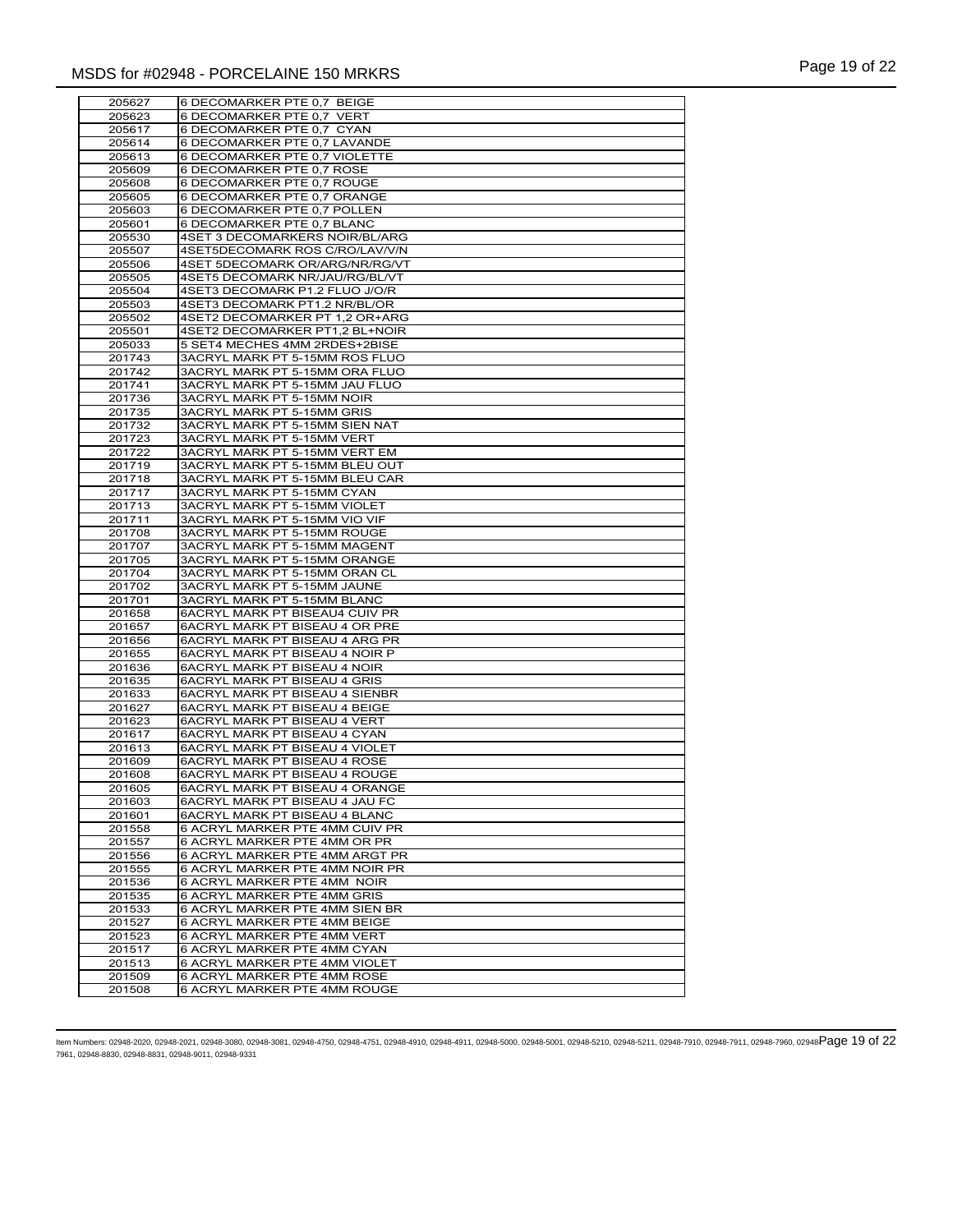| | |
|---|---|
| 205627 | 6 DECOMARKER PTE 0,7 BEIGE |
| 205623 | 6 DECOMARKER PTE 0,7 VERT |
| 205617 | 6 DECOMARKER PTE 0,7 CYAN |
| 205614 | 6 DECOMARKER PTE 0,7 LAVANDE |
| 205613 | 6 DECOMARKER PTE 0,7 VIOLETTE |
| 205609 | 6 DECOMARKER PTE 0,7 ROSE |
| 205608 | 6 DECOMARKER PTE 0,7 ROUGE |
| 205605 | 6 DECOMARKER PTE 0,7 ORANGE |
| 205603 | 6 DECOMARKER PTE 0,7 POLLEN |
| 205601 | 6 DECOMARKER PTE 0,7 BLANC |
| 205530 | 4SET 3 DECOMARKERS NOIR/BL/ARG |
| 205507 | 4SET5DECOMARK ROS C/RO/LAV/V/N |
| 205506 | 4SET 5DECOMARK OR/ARG/NR/RG/VT |
| 205505 | 4SET5 DECOMARK NR/JAU/RG/BL/VT |
| 205504 | 4SET3 DECOMARK P1.2 FLUO J/O/R |
| 205503 | 4SET3 DECOMARK PT1.2 NR/BL/OR |
| 205502 | 4SET2 DECOMARKER PT 1,2 OR+ARG |
| 205501 | 4SET2 DECOMARKER PT1,2 BL+NOIR |
| 205033 | 5 SET4 MECHES 4MM 2RDES+2BISE |
| 201743 | 3ACRYL MARK PT 5-15MM ROS FLUO |
| 201742 | 3ACRYL MARK PT 5-15MM ORA FLUO |
| 201741 | 3ACRYL MARK PT 5-15MM JAU FLUO |
| 201736 | 3ACRYL MARK PT 5-15MM NOIR |
| 201735 | 3ACRYL MARK PT 5-15MM GRIS |
| 201732 | 3ACRYL MARK PT 5-15MM SIEN NAT |
| 201723 | 3ACRYL MARK PT 5-15MM VERT |
| 201722 | 3ACRYL MARK PT 5-15MM VERT EM |
| 201719 | 3ACRYL MARK PT 5-15MM BLEU OUT |
| 201718 | 3ACRYL MARK PT 5-15MM BLEU CAR |
| 201717 | 3ACRYL MARK PT 5-15MM CYAN |
| 201713 | 3ACRYL MARK PT 5-15MM VIOLET |
| 201711 | 3ACRYL MARK PT 5-15MM VIO VIF |
| 201708 | 3ACRYL MARK PT 5-15MM ROUGE |
| 201707 | 3ACRYL MARK PT 5-15MM MAGENT |
| 201705 | 3ACRYL MARK PT 5-15MM ORANGE |
| 201704 | 3ACRYL MARK PT 5-15MM ORAN CL |
| 201702 | 3ACRYL MARK PT 5-15MM JAUNE |
| 201701 | 3ACRYL MARK PT 5-15MM BLANC |
| 201658 | 6ACRYL MARK PT BISEAU4 CUIV PR |
| 201657 | 6ACRYL MARK PT BISEAU 4 OR PRE |
| 201656 | 6ACRYL MARK PT BISEAU 4 ARG PR |
| 201655 | 6ACRYL MARK PT BISEAU 4 NOIR P |
| 201636 | 6ACRYL MARK PT BISEAU 4 NOIR |
| 201635 | 6ACRYL MARK PT BISEAU 4 GRIS |
| 201633 | 6ACRYL MARK PT BISEAU 4 SIENBR |
| 201627 | 6ACRYL MARK PT BISEAU 4 BEIGE |
| 201623 | 6ACRYL MARK PT BISEAU 4 VERT |
| 201617 | 6ACRYL MARK PT BISEAU 4 CYAN |
| 201613 | 6ACRYL MARK PT BISEAU 4 VIOLET |
| 201609 | 6ACRYL MARK PT BISEAU 4 ROSE |
| 201608 | 6ACRYL MARK PT BISEAU 4 ROUGE |
| 201605 | 6ACRYL MARK PT BISEAU 4 ORANGE |
| 201603 | 6ACRYL MARK PT BISEAU 4 JAU FC |
| 201601 | 6ACRYL MARK PT BISEAU 4 BLANC |
| 201558 | 6 ACRYL MARKER PTE 4MM CUIV PR |
| 201557 | 6 ACRYL MARKER PTE 4MM OR PR |
| 201556 | 6 ACRYL MARKER PTE 4MM ARGT PR |
| 201555 | 6 ACRYL MARKER PTE 4MM NOIR PR |
| 201536 | 6 ACRYL MARKER PTE 4MM NOIR |
| 201535 | 6 ACRYL MARKER PTE 4MM GRIS |
| 201533 | 6 ACRYL MARKER PTE 4MM SIEN BR |
| 201527 | 6 ACRYL MARKER PTE 4MM BEIGE |
| 201523 | 6 ACRYL MARKER PTE 4MM VERT |
| 201517 | 6 ACRYL MARKER PTE 4MM CYAN |
| 201513 | 6 ACRYL MARKER PTE 4MM VIOLET |
| 201509 | 6 ACRYL MARKER PTE 4MM ROSE |
| 201508 | 6 ACRYL MARKER PTE 4MM ROUGE |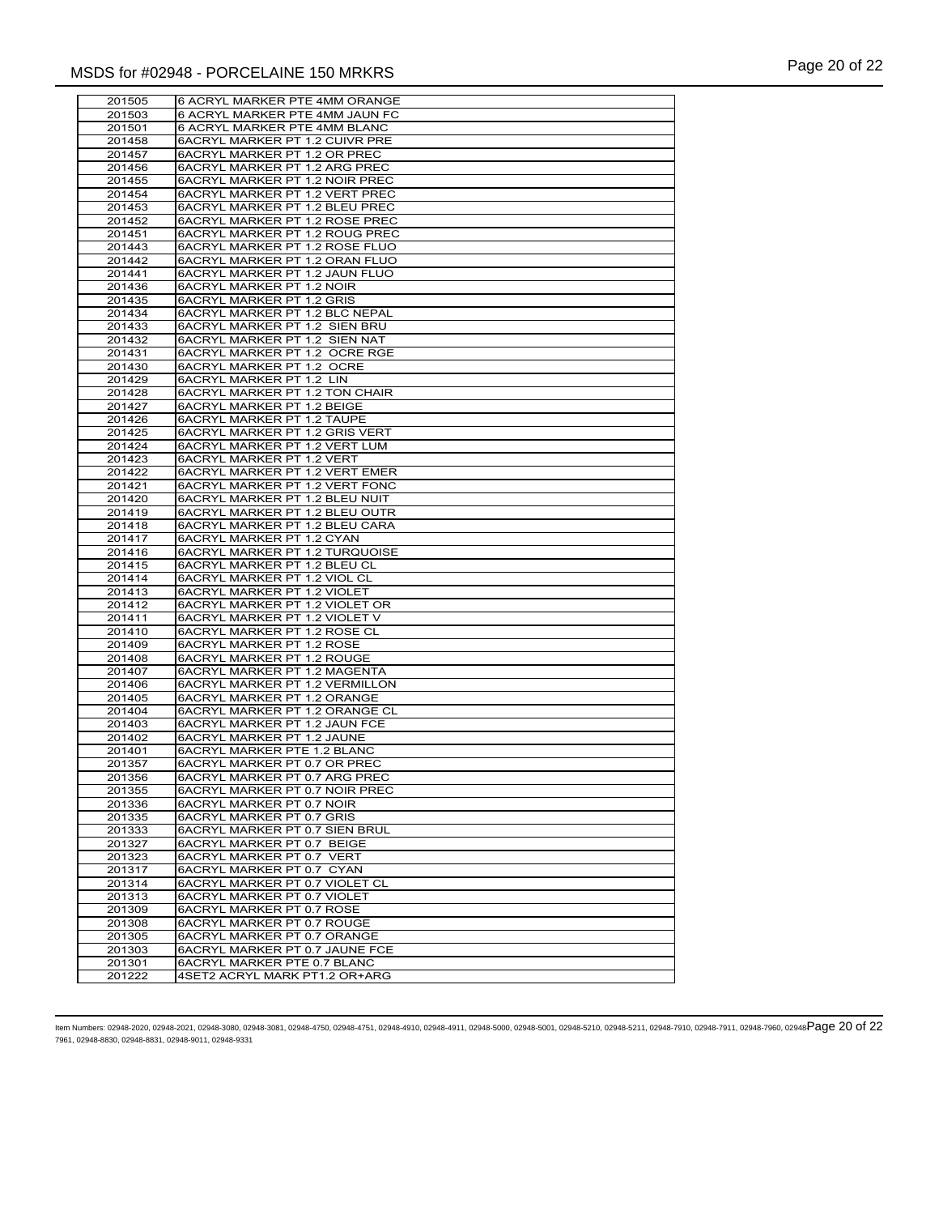| | |
|---|---|
| 201505 | 6 ACRYL MARKER PTE 4MM ORANGE |
| 201503 | 6 ACRYL MARKER PTE 4MM JAUN FC |
| 201501 | 6 ACRYL MARKER PTE 4MM BLANC |
| 201458 | 6ACRYL MARKER PT 1.2 CUIVR PRE |
| 201457 | 6ACRYL MARKER PT 1.2 OR PREC |
| 201456 | 6ACRYL MARKER PT 1.2 ARG PREC |
| 201455 | 6ACRYL MARKER PT 1.2 NOIR PREC |
| 201454 | 6ACRYL MARKER PT 1.2 VERT PREC |
| 201453 | 6ACRYL MARKER PT 1.2 BLEU PREC |
| 201452 | 6ACRYL MARKER PT 1.2 ROSE PREC |
| 201451 | 6ACRYL MARKER PT 1.2 ROUG PREC |
| 201443 | 6ACRYL MARKER PT 1.2 ROSE FLUO |
| 201442 | 6ACRYL MARKER PT 1.2 ORAN FLUO |
| 201441 | 6ACRYL MARKER PT 1.2 JAUN FLUO |
| 201436 | 6ACRYL MARKER PT 1.2 NOIR |
| 201435 | 6ACRYL MARKER PT 1.2 GRIS |
| 201434 | 6ACRYL MARKER PT 1.2 BLC NEPAL |
| 201433 | 6ACRYL MARKER PT 1.2  SIEN BRU |
| 201432 | 6ACRYL MARKER PT 1.2  SIEN NAT |
| 201431 | 6ACRYL MARKER PT 1.2  OCRE RGE |
| 201430 | 6ACRYL MARKER PT 1.2  OCRE |
| 201429 | 6ACRYL MARKER PT 1.2  LIN |
| 201428 | 6ACRYL MARKER PT 1.2 TON CHAIR |
| 201427 | 6ACRYL MARKER PT 1.2 BEIGE |
| 201426 | 6ACRYL MARKER PT 1.2 TAUPE |
| 201425 | 6ACRYL MARKER PT 1.2 GRIS VERT |
| 201424 | 6ACRYL MARKER PT 1.2 VERT LUM |
| 201423 | 6ACRYL MARKER PT 1.2 VERT |
| 201422 | 6ACRYL MARKER PT 1.2 VERT EMER |
| 201421 | 6ACRYL MARKER PT 1.2 VERT FONC |
| 201420 | 6ACRYL MARKER PT 1.2 BLEU NUIT |
| 201419 | 6ACRYL MARKER PT 1.2 BLEU OUTR |
| 201418 | 6ACRYL MARKER PT 1.2 BLEU CARA |
| 201417 | 6ACRYL MARKER PT 1.2 CYAN |
| 201416 | 6ACRYL MARKER PT 1.2 TURQUOISE |
| 201415 | 6ACRYL MARKER PT 1.2 BLEU CL |
| 201414 | 6ACRYL MARKER PT 1.2 VIOL CL |
| 201413 | 6ACRYL MARKER PT 1.2 VIOLET |
| 201412 | 6ACRYL MARKER PT 1.2 VIOLET OR |
| 201411 | 6ACRYL MARKER PT 1.2 VIOLET V |
| 201410 | 6ACRYL MARKER PT 1.2 ROSE CL |
| 201409 | 6ACRYL MARKER PT 1.2 ROSE |
| 201408 | 6ACRYL MARKER PT 1.2 ROUGE |
| 201407 | 6ACRYL MARKER PT 1.2 MAGENTA |
| 201406 | 6ACRYL MARKER PT 1.2 VERMILLON |
| 201405 | 6ACRYL MARKER PT 1.2 ORANGE |
| 201404 | 6ACRYL MARKER PT 1.2 ORANGE CL |
| 201403 | 6ACRYL MARKER PT 1.2 JAUN FCE |
| 201402 | 6ACRYL MARKER PT 1.2 JAUNE |
| 201401 | 6ACRYL MARKER PTE 1.2 BLANC |
| 201357 | 6ACRYL MARKER PT 0.7 OR PREC |
| 201356 | 6ACRYL MARKER PT 0.7 ARG PREC |
| 201355 | 6ACRYL MARKER PT 0.7 NOIR PREC |
| 201336 | 6ACRYL MARKER PT 0.7 NOIR |
| 201335 | 6ACRYL MARKER PT 0.7 GRIS |
| 201333 | 6ACRYL MARKER PT 0.7 SIEN BRUL |
| 201327 | 6ACRYL MARKER PT 0.7  BEIGE |
| 201323 | 6ACRYL MARKER PT 0.7  VERT |
| 201317 | 6ACRYL MARKER PT 0.7  CYAN |
| 201314 | 6ACRYL MARKER PT 0.7 VIOLET CL |
| 201313 | 6ACRYL MARKER PT 0.7 VIOLET |
| 201309 | 6ACRYL MARKER PT 0.7 ROSE |
| 201308 | 6ACRYL MARKER PT 0.7 ROUGE |
| 201305 | 6ACRYL MARKER PT 0.7 ORANGE |
| 201303 | 6ACRYL MARKER PT 0.7 JAUNE FCE |
| 201301 | 6ACRYL MARKER PTE 0.7 BLANC |
| 201222 | 4SET2 ACRYL MARK PT1.2 OR+ARG |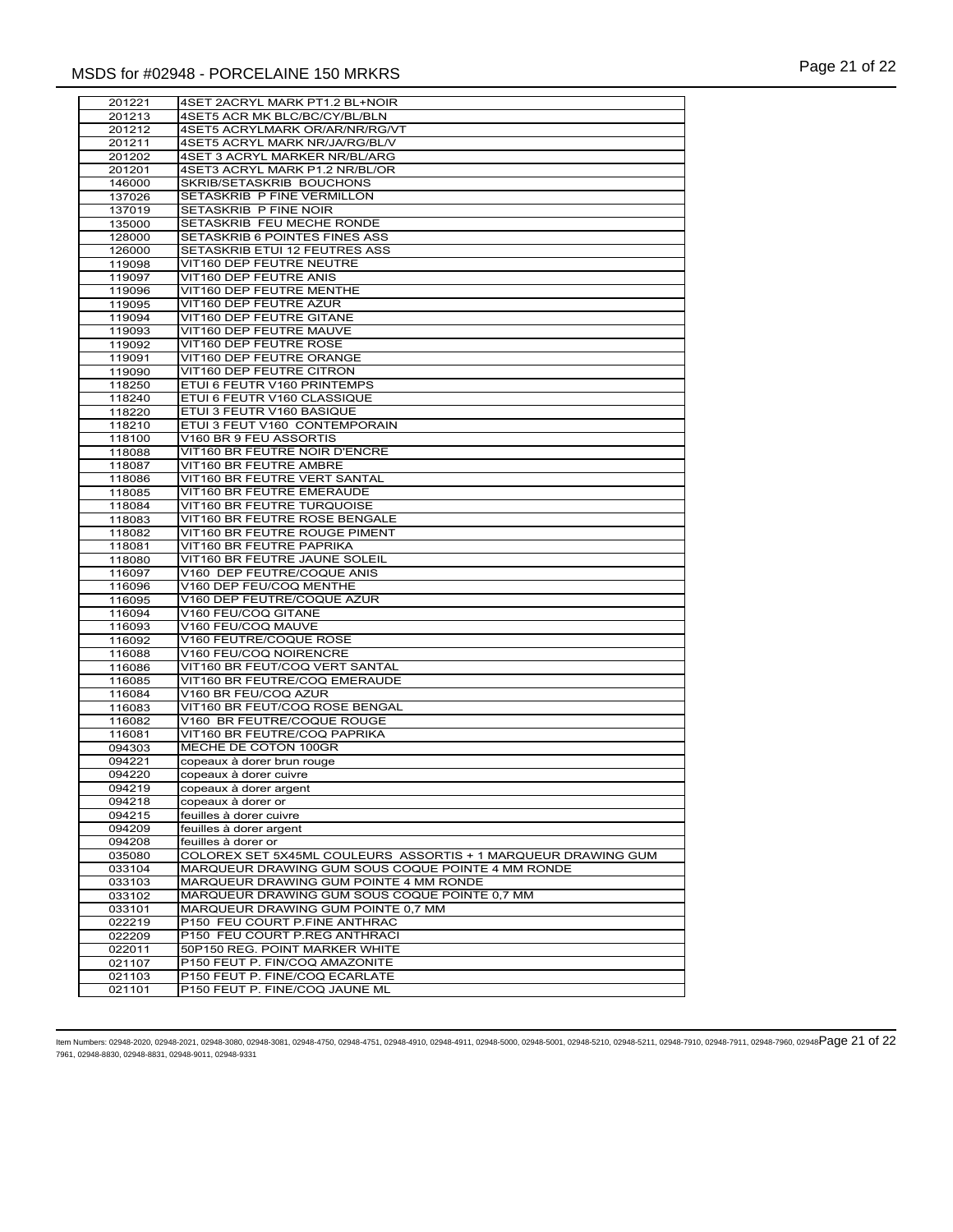| | |
|---|---|
| 201221 | 4SET 2ACRYL MARK PT1.2 BL+NOIR |
| 201213 | 4SET5 ACR MK BLC/BC/CY/BL/BLN |
| 201212 | 4SET5 ACRYLMARK OR/AR/NR/RG/VT |
| 201211 | 4SET5 ACRYL MARK NR/JA/RG/BL/V |
| 201202 | 4SET 3 ACRYL MARKER NR/BL/ARG |
| 201201 | 4SET3 ACRYL MARK P1.2 NR/BL/OR |
| 146000 | SKRIB/SETASKRIB BOUCHONS |
| 137026 | SETASKRIB P FINE VERMILLON |
| 137019 | SETASKRIB P FINE NOIR |
| 135000 | SETASKRIB FEU MECHE RONDE |
| 128000 | SETASKRIB 6 POINTES FINES ASS |
| 126000 | SETASKRIB ETUI 12 FEUTRES ASS |
| 119098 | VIT160 DEP FEUTRE NEUTRE |
| 119097 | VIT160 DEP FEUTRE ANIS |
| 119096 | VIT160 DEP FEUTRE MENTHE |
| 119095 | VIT160 DEP FEUTRE AZUR |
| 119094 | VIT160 DEP FEUTRE GITANE |
| 119093 | VIT160 DEP FEUTRE MAUVE |
| 119092 | VIT160 DEP FEUTRE ROSE |
| 119091 | VIT160 DEP FEUTRE ORANGE |
| 119090 | VIT160 DEP FEUTRE CITRON |
| 118250 | ETUI 6 FEUTR V160 PRINTEMPS |
| 118240 | ETUI 6 FEUTR V160 CLASSIQUE |
| 118220 | ETUI 3 FEUTR V160 BASIQUE |
| 118210 | ETUI 3 FEUT V160 CONTEMPORAIN |
| 118100 | V160 BR 9 FEU ASSORTIS |
| 118088 | VIT160 BR FEUTRE NOIR D'ENCRE |
| 118087 | VIT160 BR FEUTRE AMBRE |
| 118086 | VIT160 BR FEUTRE VERT SANTAL |
| 118085 | VIT160 BR FEUTRE EMERAUDE |
| 118084 | VIT160 BR FEUTRE TURQUOISE |
| 118083 | VIT160 BR FEUTRE ROSE BENGALE |
| 118082 | VIT160 BR FEUTRE ROUGE PIMENT |
| 118081 | VIT160 BR FEUTRE PAPRIKA |
| 118080 | VIT160 BR FEUTRE JAUNE SOLEIL |
| 116097 | V160 DEP FEUTRE/COQUE ANIS |
| 116096 | V160 DEP FEU/COQ MENTHE |
| 116095 | V160 DEP FEUTRE/COQUE AZUR |
| 116094 | V160 FEU/COQ GITANE |
| 116093 | V160 FEU/COQ MAUVE |
| 116092 | V160 FEUTRE/COQUE ROSE |
| 116088 | V160 FEU/COQ NOIRENCRE |
| 116086 | VIT160 BR FEUT/COQ VERT SANTAL |
| 116085 | VIT160 BR FEUTRE/COQ EMERAUDE |
| 116084 | V160 BR FEU/COQ AZUR |
| 116083 | VIT160 BR FEUT/COQ ROSE BENGAL |
| 116082 | V160 BR FEUTRE/COQUE ROUGE |
| 116081 | VIT160 BR FEUTRE/COQ PAPRIKA |
| 094303 | MECHE DE COTON 100GR |
| 094221 | copeaux à dorer brun rouge |
| 094220 | copeaux à dorer cuivre |
| 094219 | copeaux à dorer argent |
| 094218 | copeaux à dorer or |
| 094215 | feuilles à dorer cuivre |
| 094209 | feuilles à dorer argent |
| 094208 | feuilles à dorer or |
| 035080 | COLOREX SET 5X45ML COULEURS ASSORTIS + 1 MARQUEUR DRAWING GUM |
| 033104 | MARQUEUR DRAWING GUM SOUS COQUE POINTE 4 MM RONDE |
| 033103 | MARQUEUR DRAWING GUM POINTE 4 MM RONDE |
| 033102 | MARQUEUR DRAWING GUM SOUS COQUE POINTE 0,7 MM |
| 033101 | MARQUEUR DRAWING GUM POINTE 0,7 MM |
| 022219 | P150 FEU COURT P.FINE ANTHRAC |
| 022209 | P150 FEU COURT P.REG ANTHRACI |
| 022011 | 50P150 REG. POINT MARKER WHITE |
| 021107 | P150 FEUT P. FIN/COQ AMAZONITE |
| 021103 | P150 FEUT P. FINE/COQ ECARLATE |
| 021101 | P150 FEUT P. FINE/COQ JAUNE ML |

Item Numbers: 02948-2020, 02948-2021, 02948-3080, 02948-3081, 02948-4750, 02948-4751, 02948-4910, 02948-4911, 02948-5000, 02948-5001, 02948-5210, 02948-5211, 02948-7910, 02948-7911, 02948-7960, 02948-7961, 02948-8830, 02948-8831, 02948-9011, 02948-9331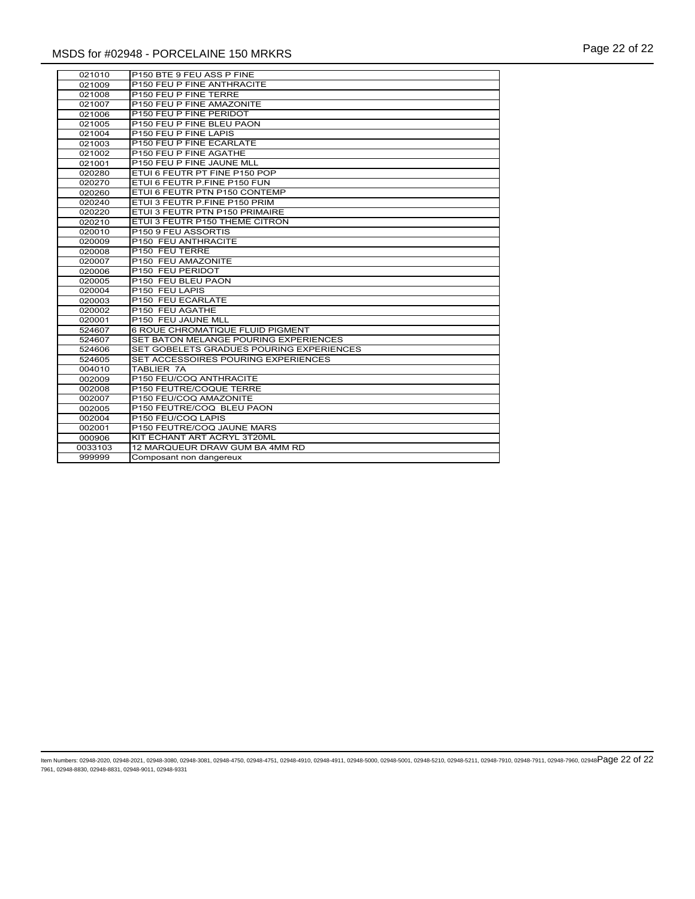| | |
|---|---|
| 021010 | P150 BTE 9 FEU ASS P FINE |
| 021009 | P150 FEU P FINE ANTHRACITE |
| 021008 | P150 FEU P FINE TERRE |
| 021007 | P150 FEU P FINE AMAZONITE |
| 021006 | P150 FEU P FINE PERIDOT |
| 021005 | P150 FEU P FINE BLEU PAON |
| 021004 | P150 FEU P FINE LAPIS |
| 021003 | P150 FEU P FINE ECARLATE |
| 021002 | P150 FEU P FINE AGATHE |
| 021001 | P150 FEU P FINE JAUNE MLL |
| 020280 | ETUI 6 FEUTR PT FINE P150 POP |
| 020270 | ETUI 6 FEUTR P.FINE P150 FUN |
| 020260 | ETUI 6 FEUTR PTN P150 CONTEMP |
| 020240 | ETUI 3 FEUTR P.FINE P150 PRIM |
| 020220 | ETUI 3 FEUTR PTN P150 PRIMAIRE |
| 020210 | ETUI 3 FEUTR P150 THEME CITRON |
| 020010 | P150 9 FEU ASSORTIS |
| 020009 | P150 FEU ANTHRACITE |
| 020008 | P150 FEU TERRE |
| 020007 | P150 FEU AMAZONITE |
| 020006 | P150 FEU PERIDOT |
| 020005 | P150 FEU BLEU PAON |
| 020004 | P150 FEU LAPIS |
| 020003 | P150 FEU ECARLATE |
| 020002 | P150 FEU AGATHE |
| 020001 | P150 FEU JAUNE MLL |
| 524607 | 6 ROUE CHROMATIQUE FLUID PIGMENT |
| 524607 | SET BATON MELANGE POURING EXPERIENCES |
| 524606 | SET GOBELETS GRADUES POURING EXPERIENCES |
| 524605 | SET ACCESSOIRES POURING EXPERIENCES |
| 004010 | TABLIER 7A |
| 002009 | P150 FEU/COQ ANTHRACITE |
| 002008 | P150 FEUTRE/COQUE TERRE |
| 002007 | P150 FEU/COQ AMAZONITE |
| 002005 | P150 FEUTRE/COQ BLEU PAON |
| 002004 | P150 FEU/COQ LAPIS |
| 002001 | P150 FEUTRE/COQ JAUNE MARS |
| 000906 | KIT ECHANT ART ACRYL 3T20ML |
| 0033103 | 12 MARQUEUR DRAW GUM BA 4MM RD |
| 999999 | Composant non dangereux |

Item Numbers: 02948-2020, 02948-2021, 02948-3080, 02948-3081, 02948-4750, 02948-4751, 02948-4910, 02948-4911, 02948-5000, 02948-5001, 02948-5210, 02948-5211, 02948-7910, 02948-7911, 02948-7960, 02948-7961, 02948-8830, 02948-8831, 02948-9011, 02948-9331